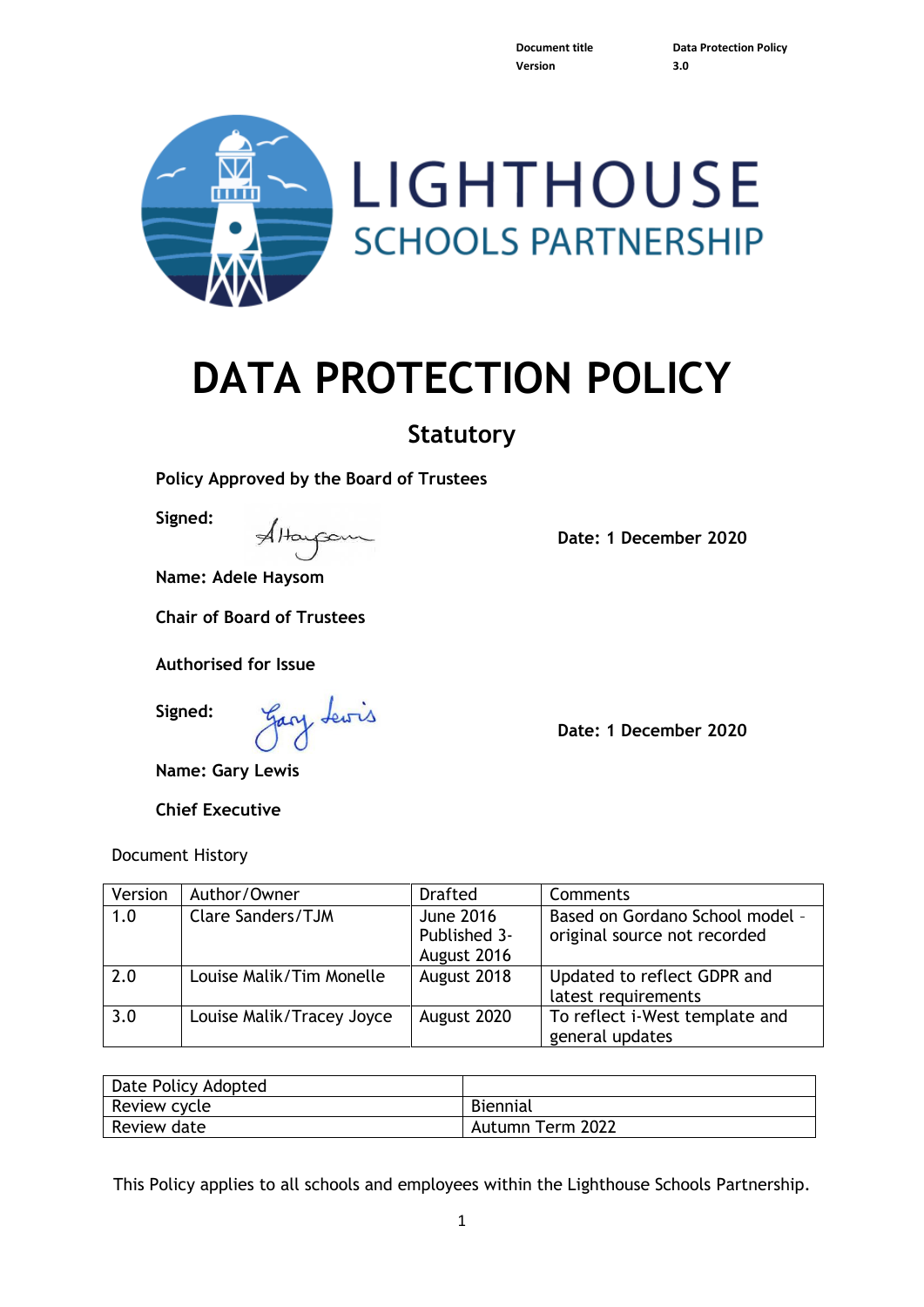| Document title | Data Protection Policy |
| --- | --- |
| Version | 3.0 |

LIGHTHOUSE SCHOOLS PARTNERSHIP

# DATA PROTECTION POLICY

## Statutory

**Policy Approved by the Board of Trustees**

**Signed:** 

**Date: 1 December 2020**

**Name: Adele Haysom**

**Chair of Board of Trustees**

**Authorised for Issue**

**Signed:** 

**Date: 1 December 2020**

**Name: Gary Lewis**

**Chief Executive**

Document History

| Version | Author/Owner | Drafted | Comments |
| --- | --- | --- | --- |
| 1.0 | Clare Sanders/TJM | June 2016 Published 3-August 2016 | Based on Gordano School model – original source not recorded |
| 2.0 | Louise Malik/Tim Monelle | August 2018 | Updated to reflect GDPR and latest requirements |
| 3.0 | Louise Malik/Tracey Joyce | August 2020 | To reflect i-West template and general updates |

| Date Policy Adopted | |
| --- | --- |
| Review cycle | Biennial |
| Review date | Autumn Term 2022 |

This Policy applies to all schools and employees within the Lighthouse Schools Partnership.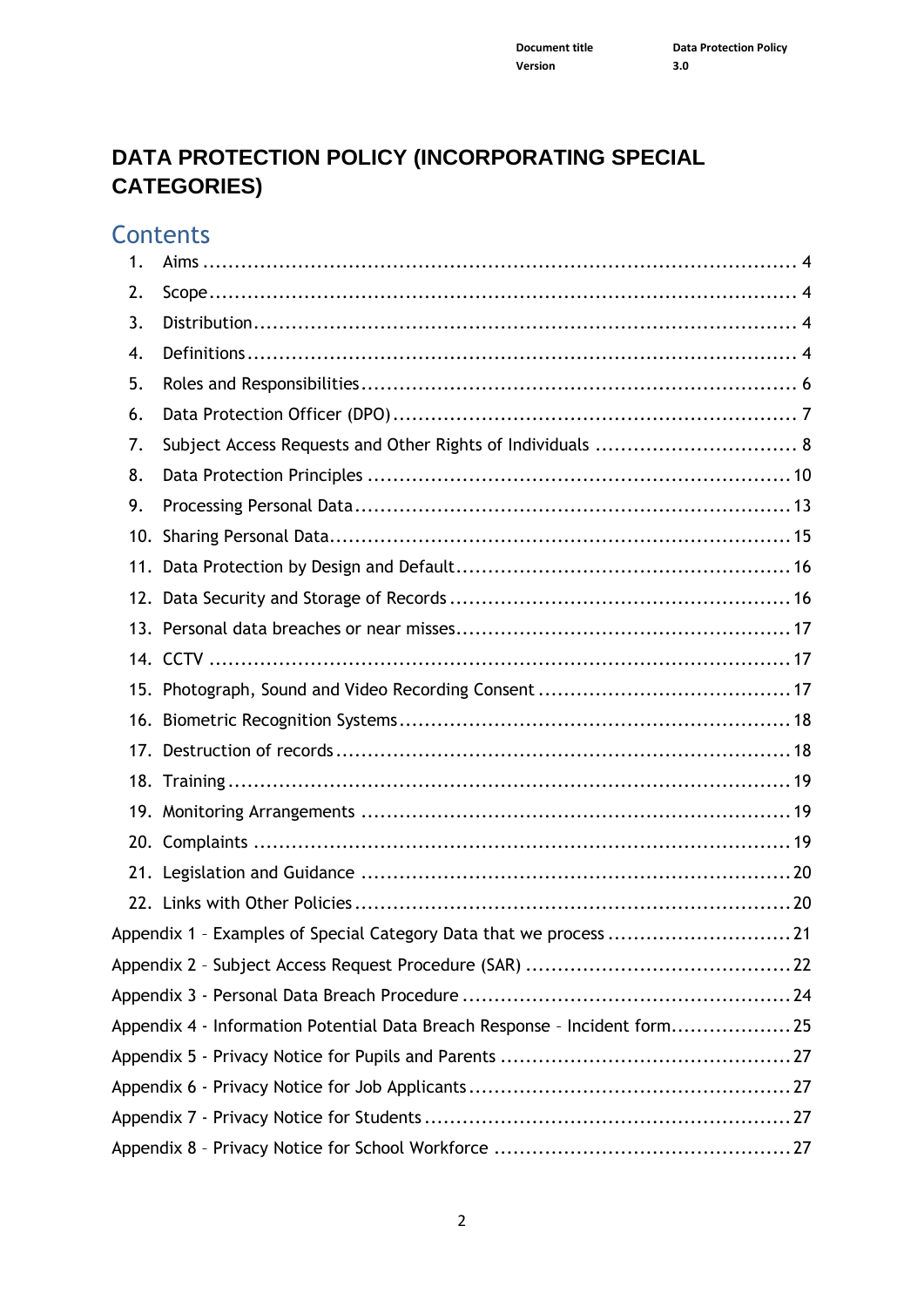# DATA PROTECTION POLICY (INCORPORATING SPECIAL CATEGORIES)

## Contents

1. Aims ........................................................................................ 4
2. Scope ........................................................................................ 4
3. Distribution ................................................................................ 4
4. Definitions .................................................................................. 4
5. Roles and Responsibilities ........................................................... 6
6. Data Protection Officer (DPO) ...................................................... 7
7. Subject Access Requests and Other Rights of Individuals ................. 8
8. Data Protection Principles .......................................................... 10
9. Processing Personal Data ............................................................ 13
10. Sharing Personal Data ............................................................... 15
11. Data Protection by Design and Default ......................................... 16
12. Data Security and Storage of Records .......................................... 16
13. Personal data breaches or near misses ......................................... 17
14. CCTV ...................................................................................... 17
15. Photograph, Sound and Video Recording Consent ........................... 17
16. Biometric Recognition Systems .................................................... 18
17. Destruction of records ................................................................ 18
18. Training ................................................................................... 19
19. Monitoring Arrangements ........................................................... 19
20. Complaints ............................................................................... 19
21. Legislation and Guidance ............................................................ 20
22. Links with Other Policies ............................................................ 20

Appendix 1 – Examples of Special Category Data that we process ............................. 21

Appendix 2 – Subject Access Request Procedure (SAR) ........................................... 22

Appendix 3 - Personal Data Breach Procedure ...................................................... 24

Appendix 4 - Information Potential Data Breach Response – Incident form .................. 25

Appendix 5 - Privacy Notice for Pupils and Parents ............................................... 27

Appendix 6 - Privacy Notice for Job Applicants ..................................................... 27

Appendix 7 - Privacy Notice for Students ............................................................. 27

Appendix 8 – Privacy Notice for School Workforce ................................................. 27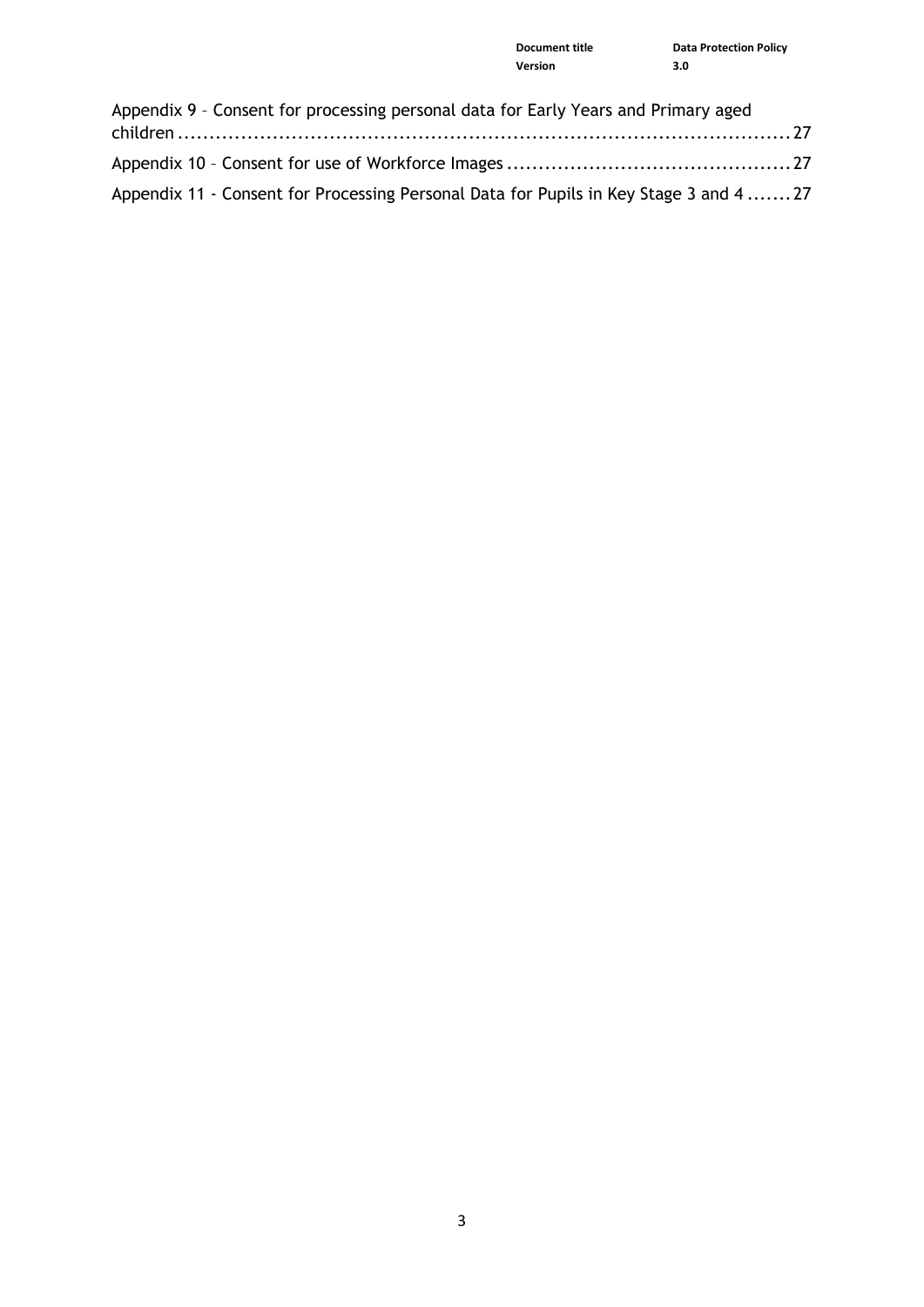Appendix 9 – Consent for processing personal data for Early Years and Primary aged children ....... 27

Appendix 10 – Consent for use of Workforce Images ....... 27

Appendix 11 - Consent for Processing Personal Data for Pupils in Key Stage 3 and 4 ....... 27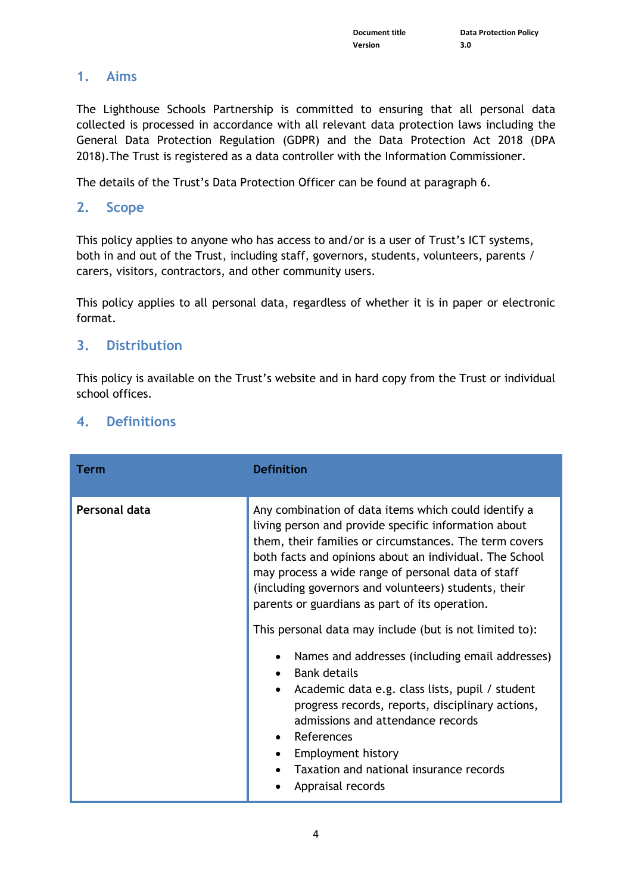## 1. Aims

The Lighthouse Schools Partnership is committed to ensuring that all personal data collected is processed in accordance with all relevant data protection laws including the General Data Protection Regulation (GDPR) and the Data Protection Act 2018 (DPA 2018).The Trust is registered as a data controller with the Information Commissioner.

The details of the Trust's Data Protection Officer can be found at paragraph 6.

## 2. Scope

This policy applies to anyone who has access to and/or is a user of Trust's ICT systems, both in and out of the Trust, including staff, governors, students, volunteers, parents / carers, visitors, contractors, and other community users.

This policy applies to all personal data, regardless of whether it is in paper or electronic format.

## 3. Distribution

This policy is available on the Trust's website and in hard copy from the Trust or individual school offices.

## 4. Definitions

| Term | Definition |
|---|---|
| **Personal data** | Any combination of data items which could identify a living person and provide specific information about them, their families or circumstances. The term covers both facts and opinions about an individual. The School may process a wide range of personal data of staff (including governors and volunteers) students, their parents or guardians as part of its operation.<br><br>This personal data may include (but is not limited to):<br><br>• Names and addresses (including email addresses)<br>• Bank details<br>• Academic data e.g. class lists, pupil / student progress records, reports, disciplinary actions, admissions and attendance records<br>• References<br>• Employment history<br>• Taxation and national insurance records<br>• Appraisal records |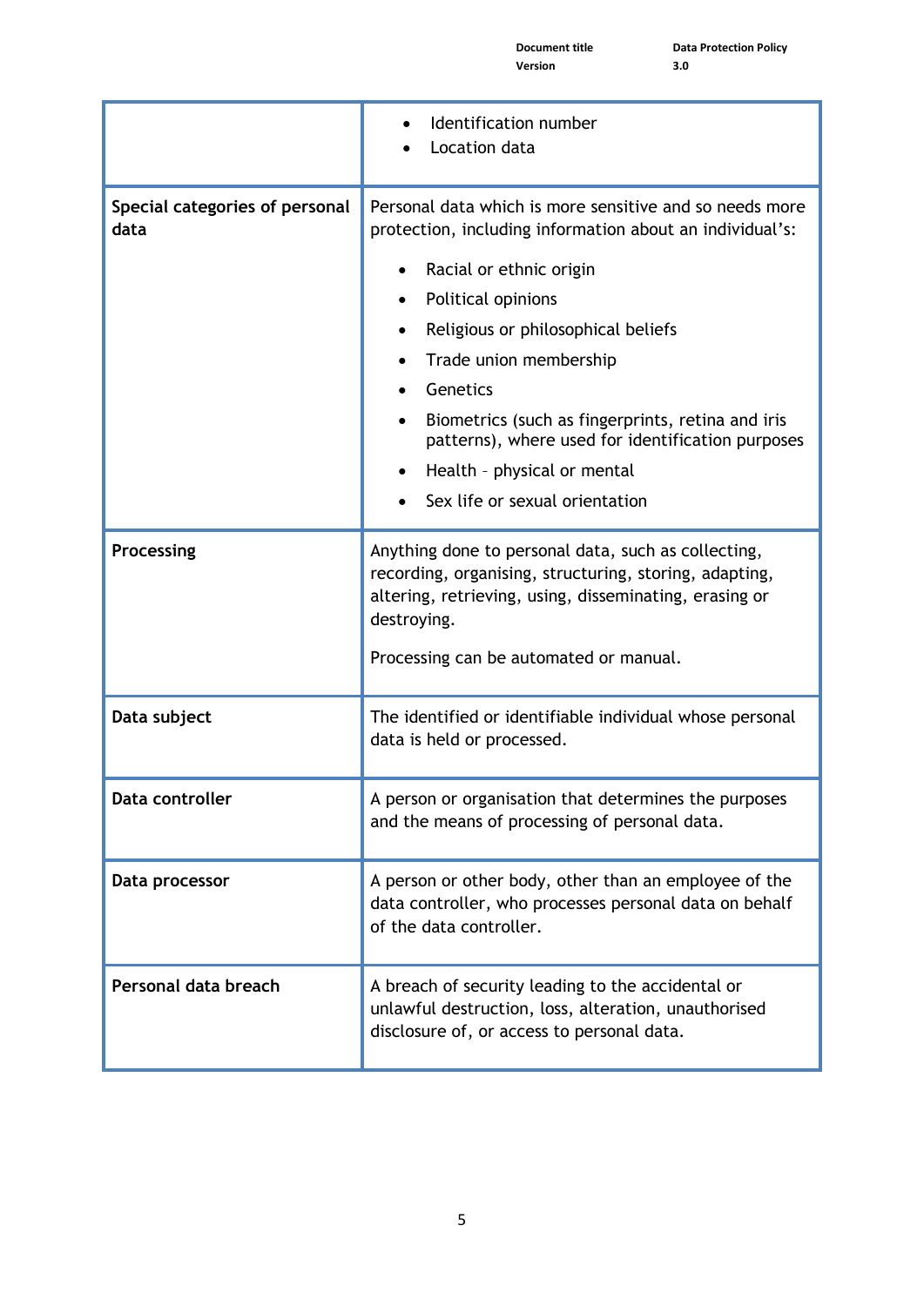| | |
|---|---|
| | • Identification number<br>• Location data |
| **Special categories of personal data** | Personal data which is more sensitive and so needs more protection, including information about an individual's:<br>• Racial or ethnic origin<br>• Political opinions<br>• Religious or philosophical beliefs<br>• Trade union membership<br>• Genetics<br>• Biometrics (such as fingerprints, retina and iris patterns), where used for identification purposes<br>• Health – physical or mental<br>• Sex life or sexual orientation |
| **Processing** | Anything done to personal data, such as collecting, recording, organising, structuring, storing, adapting, altering, retrieving, using, disseminating, erasing or destroying.<br>Processing can be automated or manual. |
| **Data subject** | The identified or identifiable individual whose personal data is held or processed. |
| **Data controller** | A person or organisation that determines the purposes and the means of processing of personal data. |
| **Data processor** | A person or other body, other than an employee of the data controller, who processes personal data on behalf of the data controller. |
| **Personal data breach** | A breach of security leading to the accidental or unlawful destruction, loss, alteration, unauthorised disclosure of, or access to personal data. |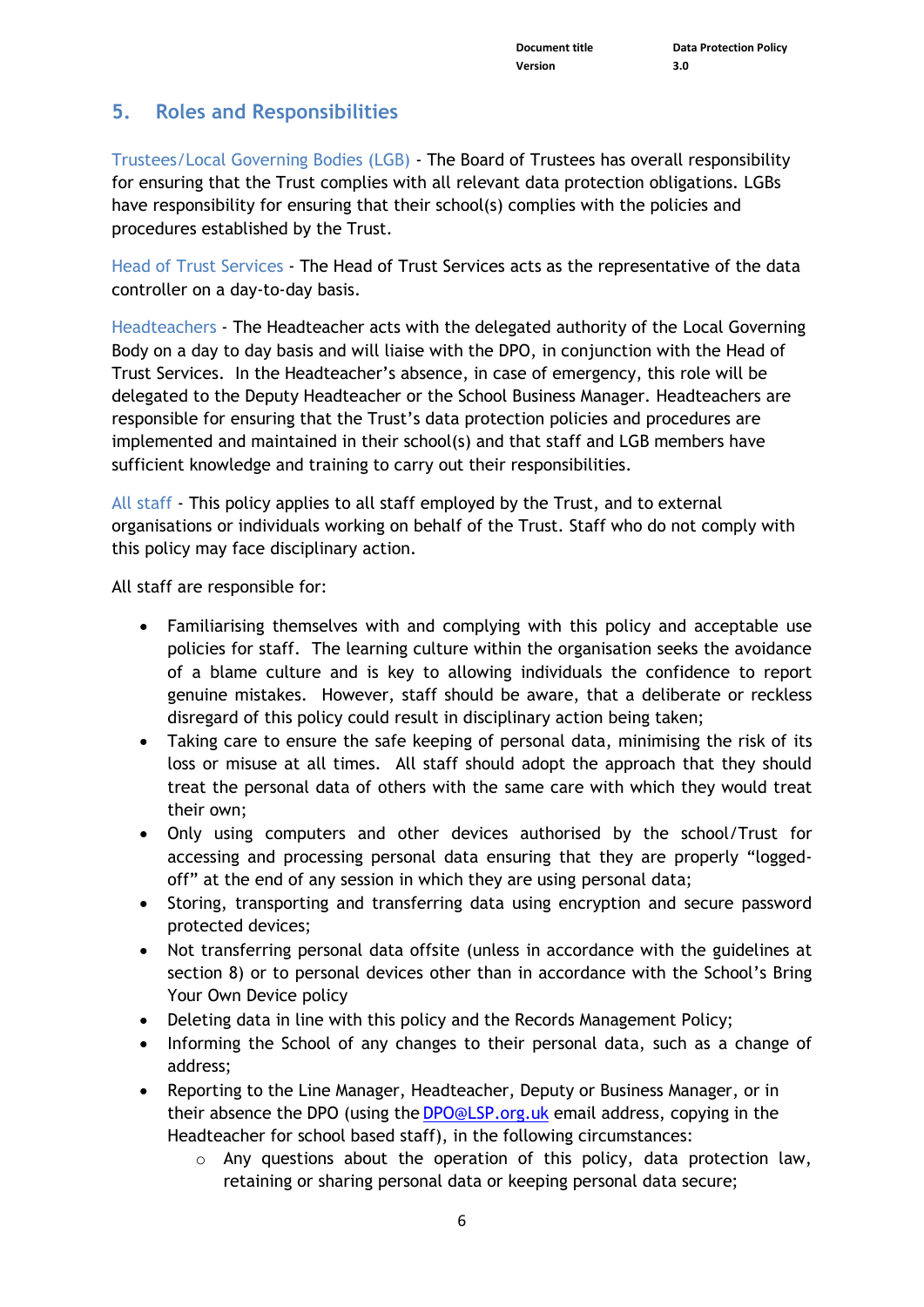## 5. Roles and Responsibilities

Trustees/Local Governing Bodies (LGB) - The Board of Trustees has overall responsibility for ensuring that the Trust complies with all relevant data protection obligations. LGBs have responsibility for ensuring that their school(s) complies with the policies and procedures established by the Trust.

Head of Trust Services - The Head of Trust Services acts as the representative of the data controller on a day-to-day basis.

Headteachers - The Headteacher acts with the delegated authority of the Local Governing Body on a day to day basis and will liaise with the DPO, in conjunction with the Head of Trust Services. In the Headteacher's absence, in case of emergency, this role will be delegated to the Deputy Headteacher or the School Business Manager. Headteachers are responsible for ensuring that the Trust's data protection policies and procedures are implemented and maintained in their school(s) and that staff and LGB members have sufficient knowledge and training to carry out their responsibilities.

All staff - This policy applies to all staff employed by the Trust, and to external organisations or individuals working on behalf of the Trust. Staff who do not comply with this policy may face disciplinary action.

All staff are responsible for:

- Familiarising themselves with and complying with this policy and acceptable use policies for staff. The learning culture within the organisation seeks the avoidance of a blame culture and is key to allowing individuals the confidence to report genuine mistakes. However, staff should be aware, that a deliberate or reckless disregard of this policy could result in disciplinary action being taken;
- Taking care to ensure the safe keeping of personal data, minimising the risk of its loss or misuse at all times. All staff should adopt the approach that they should treat the personal data of others with the same care with which they would treat their own;
- Only using computers and other devices authorised by the school/Trust for accessing and processing personal data ensuring that they are properly "logged-off" at the end of any session in which they are using personal data;
- Storing, transporting and transferring data using encryption and secure password protected devices;
- Not transferring personal data offsite (unless in accordance with the guidelines at section 8) or to personal devices other than in accordance with the School's Bring Your Own Device policy
- Deleting data in line with this policy and the Records Management Policy;
- Informing the School of any changes to their personal data, such as a change of address;
- Reporting to the Line Manager, Headteacher, Deputy or Business Manager, or in their absence the DPO (using the DPO@LSP.org.uk email address, copying in the Headteacher for school based staff), in the following circumstances:
    - Any questions about the operation of this policy, data protection law, retaining or sharing personal data or keeping personal data secure;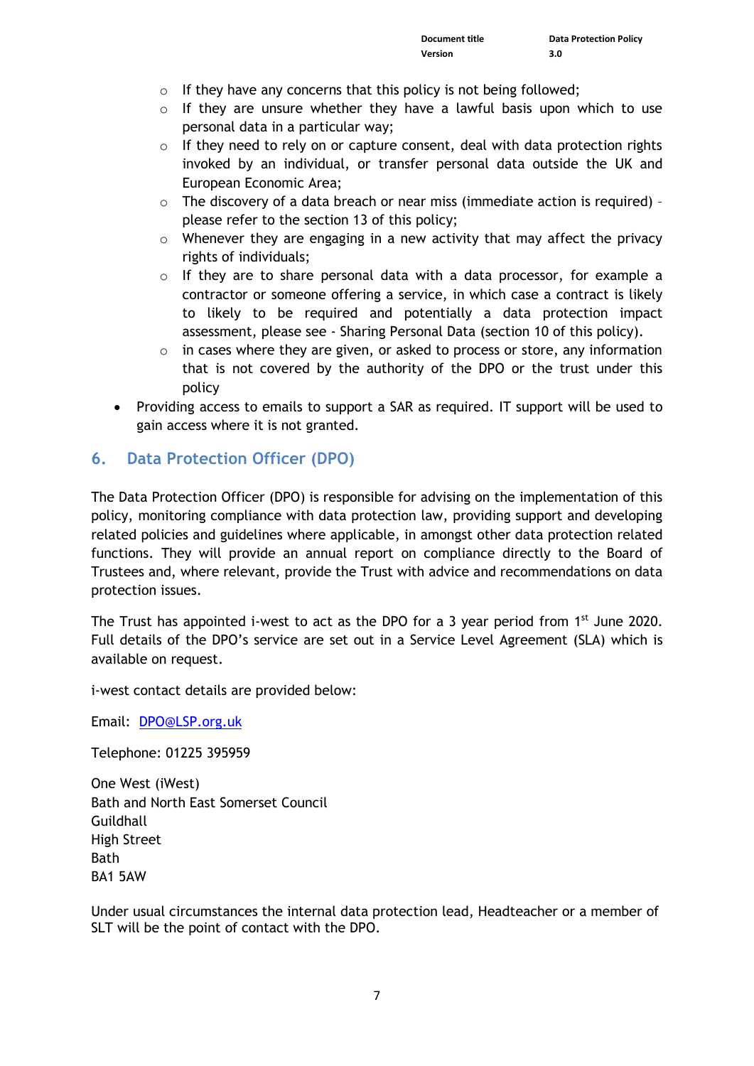- If they have any concerns that this policy is not being followed;
    - If they are unsure whether they have a lawful basis upon which to use personal data in a particular way;
    - If they need to rely on or capture consent, deal with data protection rights invoked by an individual, or transfer personal data outside the UK and European Economic Area;
    - The discovery of a data breach or near miss (immediate action is required) – please refer to the section 13 of this policy;
    - Whenever they are engaging in a new activity that may affect the privacy rights of individuals;
    - If they are to share personal data with a data processor, for example a contractor or someone offering a service, in which case a contract is likely to likely to be required and potentially a data protection impact assessment, please see - Sharing Personal Data (section 10 of this policy).
    - in cases where they are given, or asked to process or store, any information that is not covered by the authority of the DPO or the trust under this policy
- Providing access to emails to support a SAR as required. IT support will be used to gain access where it is not granted.

## 6. Data Protection Officer (DPO)

The Data Protection Officer (DPO) is responsible for advising on the implementation of this policy, monitoring compliance with data protection law, providing support and developing related policies and guidelines where applicable, in amongst other data protection related functions. They will provide an annual report on compliance directly to the Board of Trustees and, where relevant, provide the Trust with advice and recommendations on data protection issues.

The Trust has appointed i-west to act as the DPO for a 3 year period from 1st June 2020. Full details of the DPO's service are set out in a Service Level Agreement (SLA) which is available on request.

i-west contact details are provided below:

Email: DPO@LSP.org.uk

Telephone: 01225 395959

One West (iWest)
Bath and North East Somerset Council
Guildhall
High Street
Bath
BA1 5AW

Under usual circumstances the internal data protection lead, Headteacher or a member of SLT will be the point of contact with the DPO.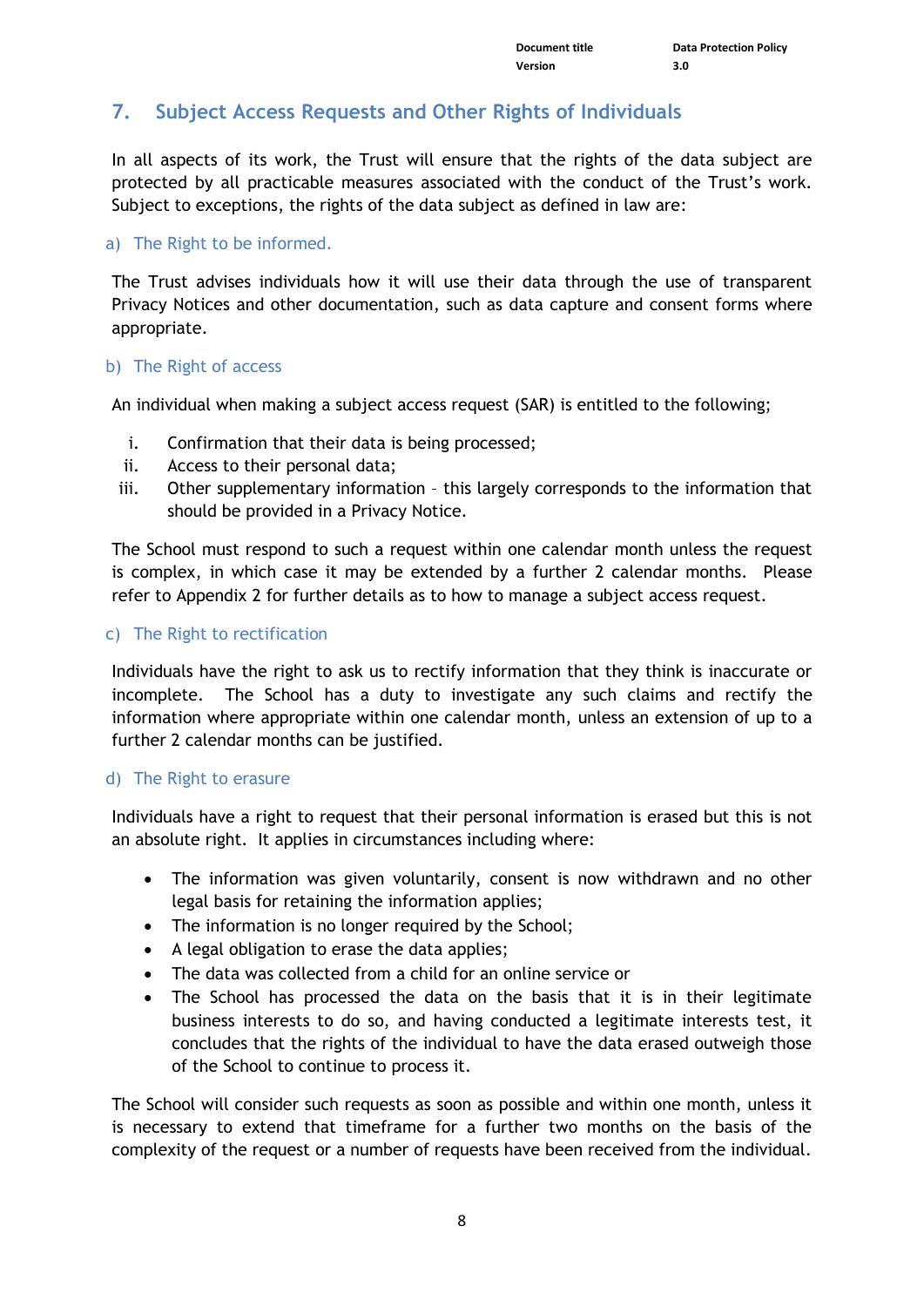## 7. Subject Access Requests and Other Rights of Individuals

In all aspects of its work, the Trust will ensure that the rights of the data subject are protected by all practicable measures associated with the conduct of the Trust's work. Subject to exceptions, the rights of the data subject as defined in law are:

### a) The Right to be informed.

The Trust advises individuals how it will use their data through the use of transparent Privacy Notices and other documentation, such as data capture and consent forms where appropriate.

### b) The Right of access

An individual when making a subject access request (SAR) is entitled to the following;

i. Confirmation that their data is being processed;
ii. Access to their personal data;
iii. Other supplementary information – this largely corresponds to the information that should be provided in a Privacy Notice.

The School must respond to such a request within one calendar month unless the request is complex, in which case it may be extended by a further 2 calendar months. Please refer to Appendix 2 for further details as to how to manage a subject access request.

### c) The Right to rectification

Individuals have the right to ask us to rectify information that they think is inaccurate or incomplete. The School has a duty to investigate any such claims and rectify the information where appropriate within one calendar month, unless an extension of up to a further 2 calendar months can be justified.

### d) The Right to erasure

Individuals have a right to request that their personal information is erased but this is not an absolute right. It applies in circumstances including where:

- The information was given voluntarily, consent is now withdrawn and no other legal basis for retaining the information applies;
- The information is no longer required by the School;
- A legal obligation to erase the data applies;
- The data was collected from a child for an online service or
- The School has processed the data on the basis that it is in their legitimate business interests to do so, and having conducted a legitimate interests test, it concludes that the rights of the individual to have the data erased outweigh those of the School to continue to process it.

The School will consider such requests as soon as possible and within one month, unless it is necessary to extend that timeframe for a further two months on the basis of the complexity of the request or a number of requests have been received from the individual.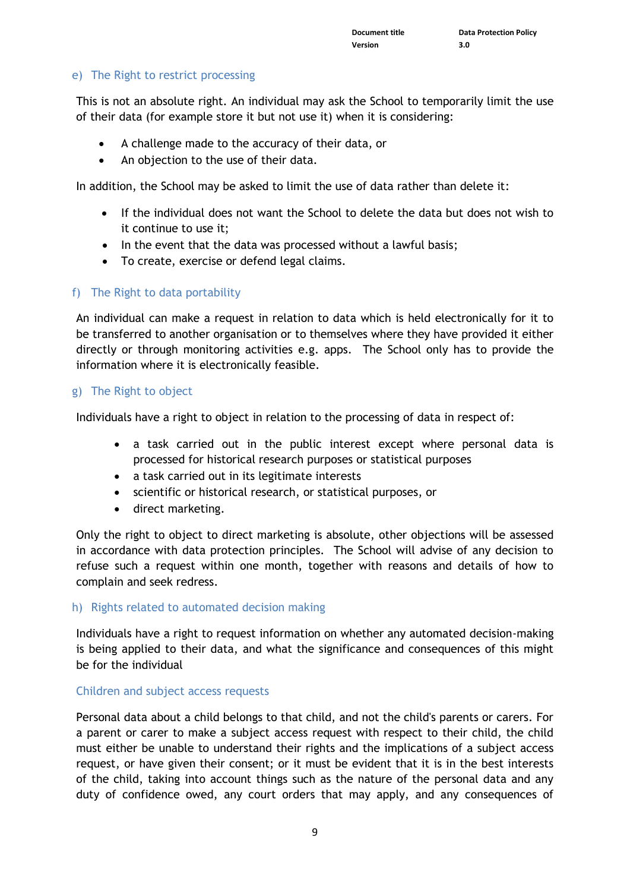### e) The Right to restrict processing

This is not an absolute right. An individual may ask the School to temporarily limit the use of their data (for example store it but not use it) when it is considering:

- A challenge made to the accuracy of their data, or
- An objection to the use of their data.

In addition, the School may be asked to limit the use of data rather than delete it:

- If the individual does not want the School to delete the data but does not wish to it continue to use it;
- In the event that the data was processed without a lawful basis;
- To create, exercise or defend legal claims.

### f) The Right to data portability

An individual can make a request in relation to data which is held electronically for it to be transferred to another organisation or to themselves where they have provided it either directly or through monitoring activities e.g. apps. The School only has to provide the information where it is electronically feasible.

### g) The Right to object

Individuals have a right to object in relation to the processing of data in respect of:

- a task carried out in the public interest except where personal data is processed for historical research purposes or statistical purposes
- a task carried out in its legitimate interests
- scientific or historical research, or statistical purposes, or
- direct marketing.

Only the right to object to direct marketing is absolute, other objections will be assessed in accordance with data protection principles. The School will advise of any decision to refuse such a request within one month, together with reasons and details of how to complain and seek redress.

### h) Rights related to automated decision making

Individuals have a right to request information on whether any automated decision-making is being applied to their data, and what the significance and consequences of this might be for the individual

### Children and subject access requests

Personal data about a child belongs to that child, and not the child's parents or carers. For a parent or carer to make a subject access request with respect to their child, the child must either be unable to understand their rights and the implications of a subject access request, or have given their consent; or it must be evident that it is in the best interests of the child, taking into account things such as the nature of the personal data and any duty of confidence owed, any court orders that may apply, and any consequences of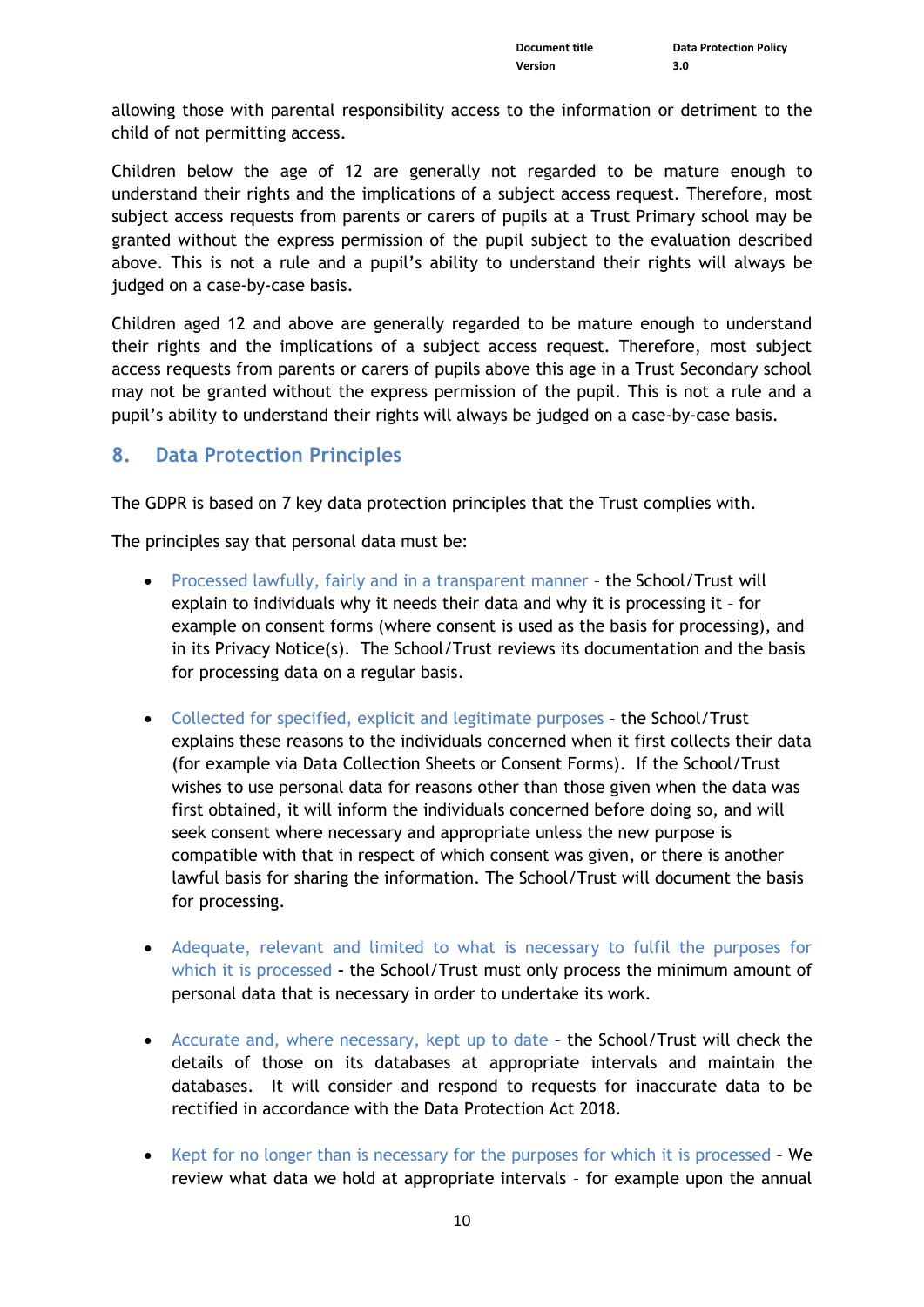allowing those with parental responsibility access to the information or detriment to the child of not permitting access.

Children below the age of 12 are generally not regarded to be mature enough to understand their rights and the implications of a subject access request. Therefore, most subject access requests from parents or carers of pupils at a Trust Primary school may be granted without the express permission of the pupil subject to the evaluation described above. This is not a rule and a pupil's ability to understand their rights will always be judged on a case-by-case basis.

Children aged 12 and above are generally regarded to be mature enough to understand their rights and the implications of a subject access request. Therefore, most subject access requests from parents or carers of pupils above this age in a Trust Secondary school may not be granted without the express permission of the pupil. This is not a rule and a pupil's ability to understand their rights will always be judged on a case-by-case basis.

## 8. Data Protection Principles

The GDPR is based on 7 key data protection principles that the Trust complies with.

The principles say that personal data must be:

- Processed lawfully, fairly and in a transparent manner – the School/Trust will explain to individuals why it needs their data and why it is processing it – for example on consent forms (where consent is used as the basis for processing), and in its Privacy Notice(s). The School/Trust reviews its documentation and the basis for processing data on a regular basis.

- Collected for specified, explicit and legitimate purposes – the School/Trust explains these reasons to the individuals concerned when it first collects their data (for example via Data Collection Sheets or Consent Forms). If the School/Trust wishes to use personal data for reasons other than those given when the data was first obtained, it will inform the individuals concerned before doing so, and will seek consent where necessary and appropriate unless the new purpose is compatible with that in respect of which consent was given, or there is another lawful basis for sharing the information. The School/Trust will document the basis for processing.

- Adequate, relevant and limited to what is necessary to fulfil the purposes for which it is processed - the School/Trust must only process the minimum amount of personal data that is necessary in order to undertake its work.

- Accurate and, where necessary, kept up to date – the School/Trust will check the details of those on its databases at appropriate intervals and maintain the databases. It will consider and respond to requests for inaccurate data to be rectified in accordance with the Data Protection Act 2018.

- Kept for no longer than is necessary for the purposes for which it is processed – We review what data we hold at appropriate intervals – for example upon the annual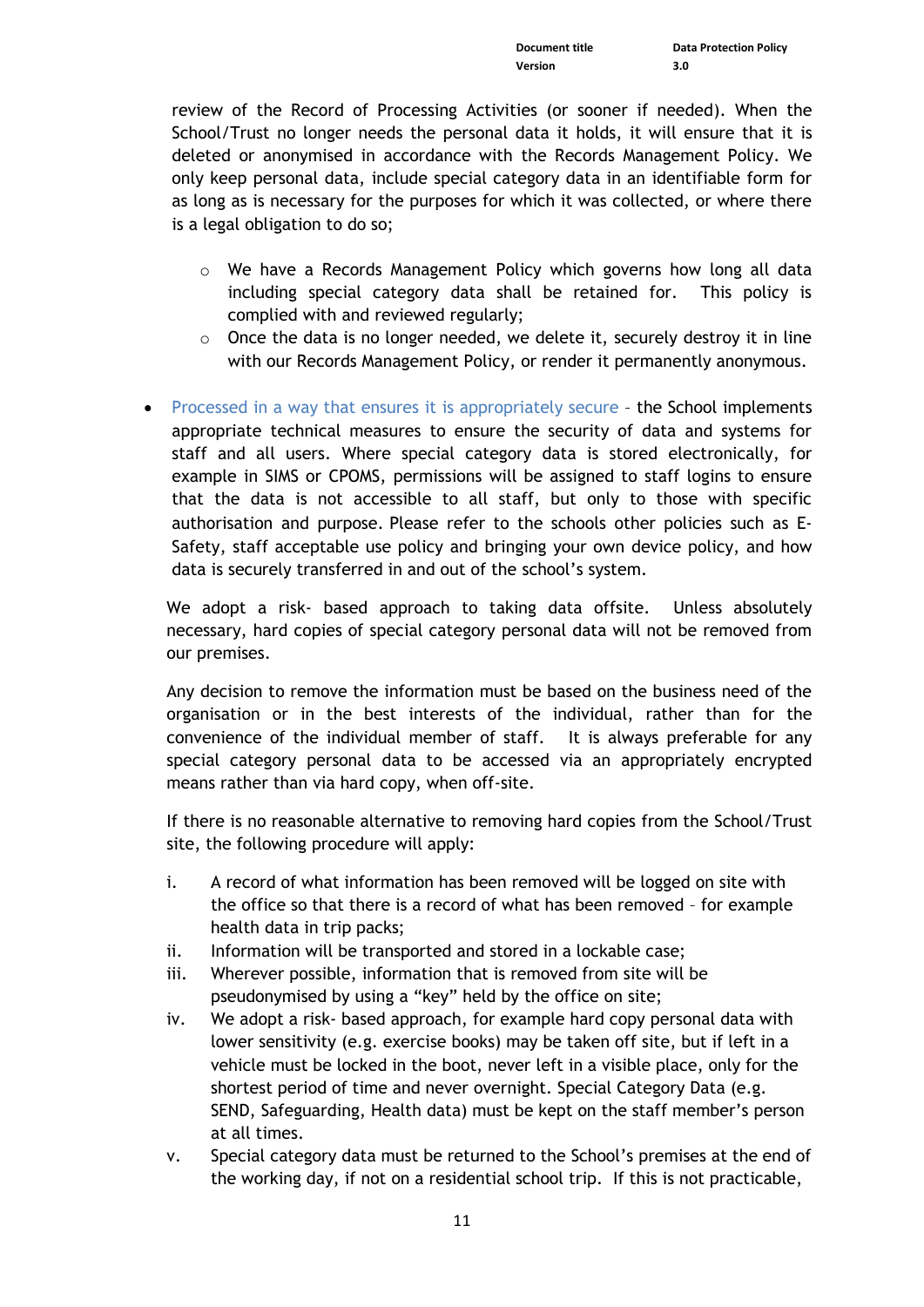review of the Record of Processing Activities (or sooner if needed). When the School/Trust no longer needs the personal data it holds, it will ensure that it is deleted or anonymised in accordance with the Records Management Policy. We only keep personal data, include special category data in an identifiable form for as long as is necessary for the purposes for which it was collected, or where there is a legal obligation to do so;

- We have a Records Management Policy which governs how long all data including special category data shall be retained for. This policy is complied with and reviewed regularly;
- Once the data is no longer needed, we delete it, securely destroy it in line with our Records Management Policy, or render it permanently anonymous.

- Processed in a way that ensures it is appropriately secure – the School implements appropriate technical measures to ensure the security of data and systems for staff and all users. Where special category data is stored electronically, for example in SIMS or CPOMS, permissions will be assigned to staff logins to ensure that the data is not accessible to all staff, but only to those with specific authorisation and purpose. Please refer to the schools other policies such as E-Safety, staff acceptable use policy and bringing your own device policy, and how data is securely transferred in and out of the school's system.

  We adopt a risk- based approach to taking data offsite. Unless absolutely necessary, hard copies of special category personal data will not be removed from our premises.

  Any decision to remove the information must be based on the business need of the organisation or in the best interests of the individual, rather than for the convenience of the individual member of staff. It is always preferable for any special category personal data to be accessed via an appropriately encrypted means rather than via hard copy, when off-site.

  If there is no reasonable alternative to removing hard copies from the School/Trust site, the following procedure will apply:

  i. A record of what information has been removed will be logged on site with the office so that there is a record of what has been removed – for example health data in trip packs;
  ii. Information will be transported and stored in a lockable case;
  iii. Wherever possible, information that is removed from site will be pseudonymised by using a "key" held by the office on site;
  iv. We adopt a risk- based approach, for example hard copy personal data with lower sensitivity (e.g. exercise books) may be taken off site, but if left in a vehicle must be locked in the boot, never left in a visible place, only for the shortest period of time and never overnight. Special Category Data (e.g. SEND, Safeguarding, Health data) must be kept on the staff member's person at all times.
  v. Special category data must be returned to the School's premises at the end of the working day, if not on a residential school trip. If this is not practicable,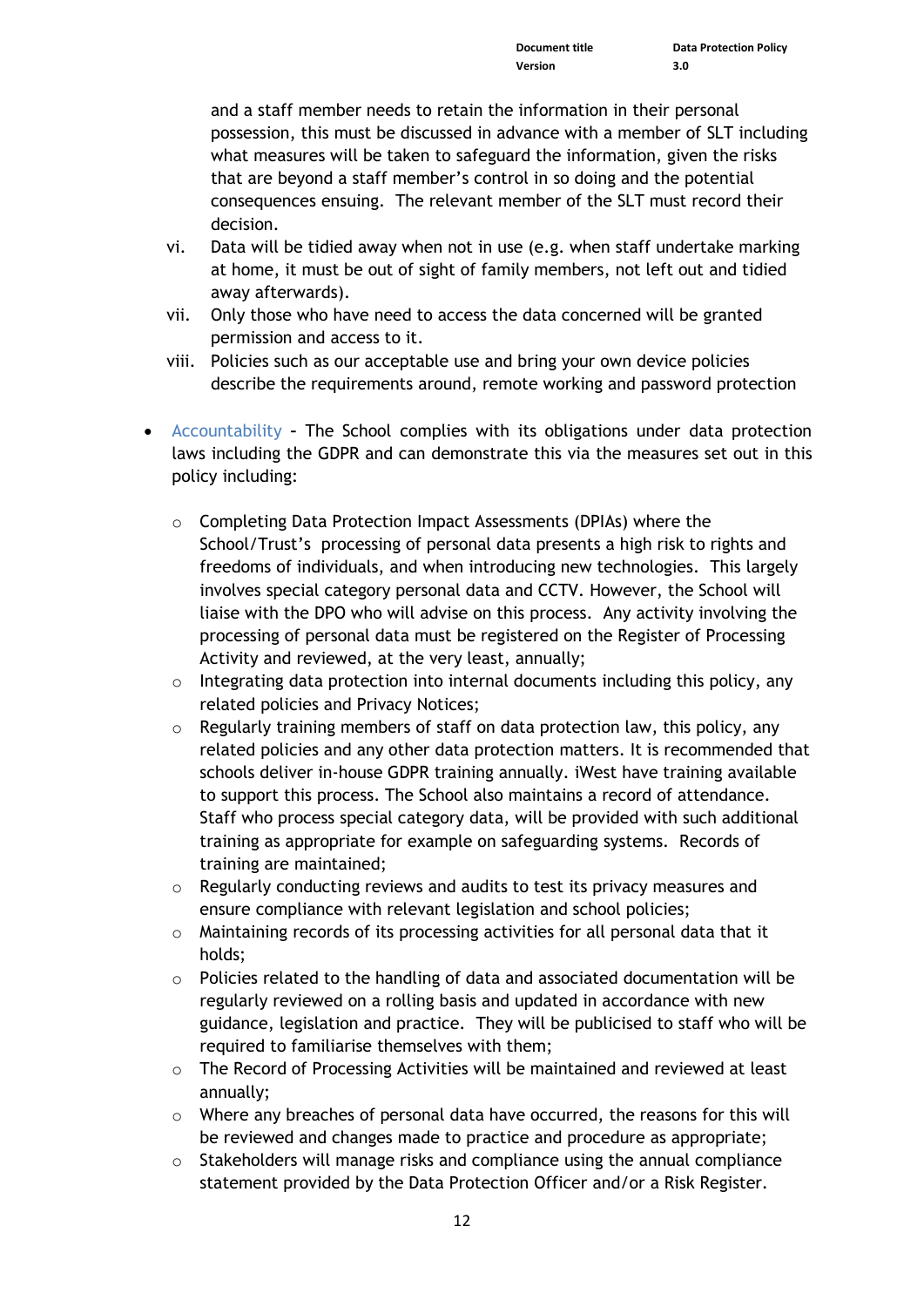and a staff member needs to retain the information in their personal possession, this must be discussed in advance with a member of SLT including what measures will be taken to safeguard the information, given the risks that are beyond a staff member's control in so doing and the potential consequences ensuing. The relevant member of the SLT must record their decision.

vi. Data will be tidied away when not in use (e.g. when staff undertake marking at home, it must be out of sight of family members, not left out and tidied away afterwards).

vii. Only those who have need to access the data concerned will be granted permission and access to it.

viii. Policies such as our acceptable use and bring your own device policies describe the requirements around, remote working and password protection

- Accountability – The School complies with its obligations under data protection laws including the GDPR and can demonstrate this via the measures set out in this policy including:

  - Completing Data Protection Impact Assessments (DPIAs) where the School/Trust's processing of personal data presents a high risk to rights and freedoms of individuals, and when introducing new technologies. This largely involves special category personal data and CCTV. However, the School will liaise with the DPO who will advise on this process. Any activity involving the processing of personal data must be registered on the Register of Processing Activity and reviewed, at the very least, annually;
  - Integrating data protection into internal documents including this policy, any related policies and Privacy Notices;
  - Regularly training members of staff on data protection law, this policy, any related policies and any other data protection matters. It is recommended that schools deliver in-house GDPR training annually. iWest have training available to support this process. The School also maintains a record of attendance. Staff who process special category data, will be provided with such additional training as appropriate for example on safeguarding systems. Records of training are maintained;
  - Regularly conducting reviews and audits to test its privacy measures and ensure compliance with relevant legislation and school policies;
  - Maintaining records of its processing activities for all personal data that it holds;
  - Policies related to the handling of data and associated documentation will be regularly reviewed on a rolling basis and updated in accordance with new guidance, legislation and practice. They will be publicised to staff who will be required to familiarise themselves with them;
  - The Record of Processing Activities will be maintained and reviewed at least annually;
  - Where any breaches of personal data have occurred, the reasons for this will be reviewed and changes made to practice and procedure as appropriate;
  - Stakeholders will manage risks and compliance using the annual compliance statement provided by the Data Protection Officer and/or a Risk Register.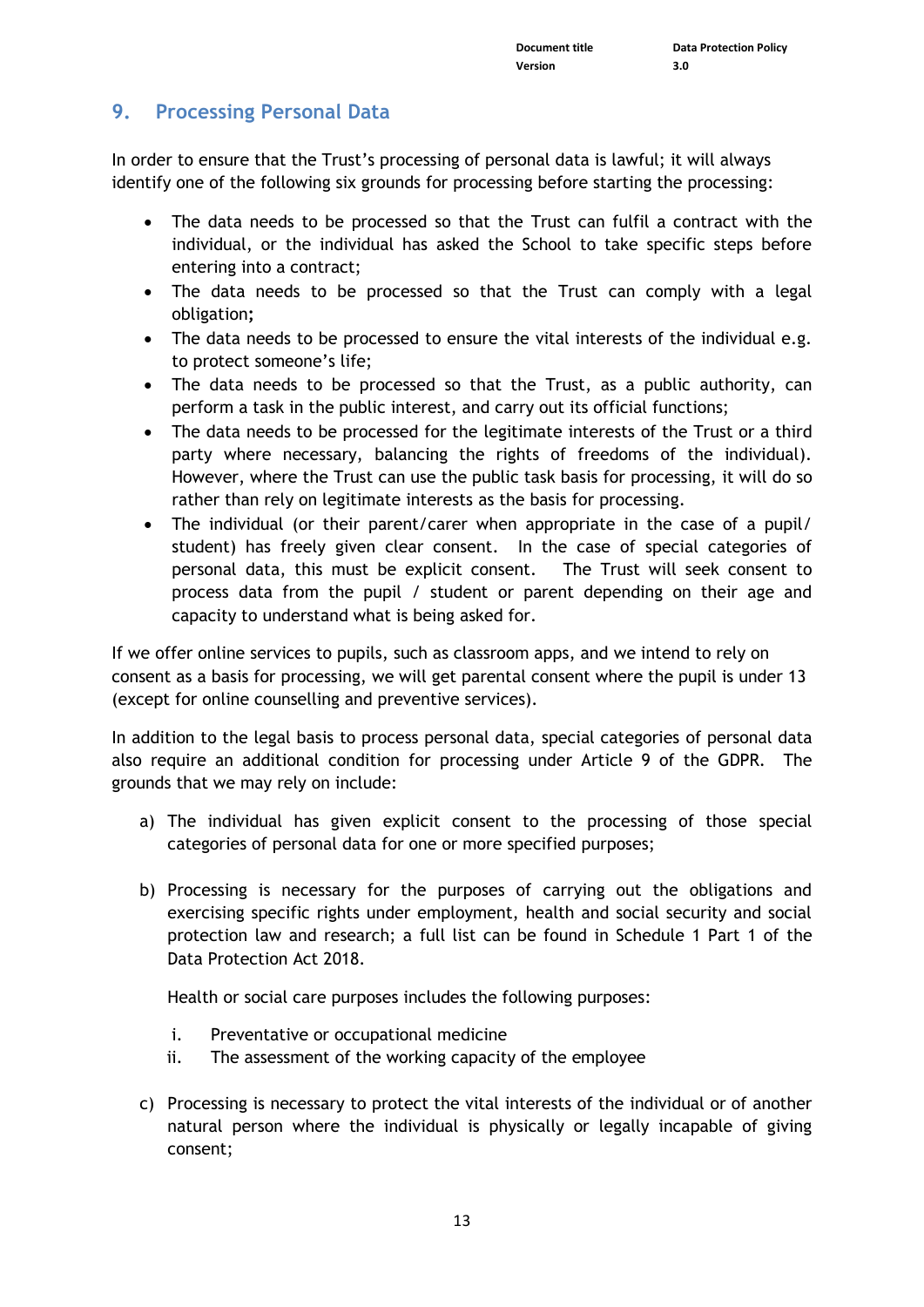## 9. Processing Personal Data

In order to ensure that the Trust's processing of personal data is lawful; it will always identify one of the following six grounds for processing before starting the processing:

- The data needs to be processed so that the Trust can fulfil a contract with the individual, or the individual has asked the School to take specific steps before entering into a contract;
- The data needs to be processed so that the Trust can comply with a legal obligation;
- The data needs to be processed to ensure the vital interests of the individual e.g. to protect someone's life;
- The data needs to be processed so that the Trust, as a public authority, can perform a task in the public interest, and carry out its official functions;
- The data needs to be processed for the legitimate interests of the Trust or a third party where necessary, balancing the rights of freedoms of the individual). However, where the Trust can use the public task basis for processing, it will do so rather than rely on legitimate interests as the basis for processing.
- The individual (or their parent/carer when appropriate in the case of a pupil/ student) has freely given clear consent. In the case of special categories of personal data, this must be explicit consent. The Trust will seek consent to process data from the pupil / student or parent depending on their age and capacity to understand what is being asked for.

If we offer online services to pupils, such as classroom apps, and we intend to rely on consent as a basis for processing, we will get parental consent where the pupil is under 13 (except for online counselling and preventive services).

In addition to the legal basis to process personal data, special categories of personal data also require an additional condition for processing under Article 9 of the GDPR. The grounds that we may rely on include:

a) The individual has given explicit consent to the processing of those special categories of personal data for one or more specified purposes;

b) Processing is necessary for the purposes of carrying out the obligations and exercising specific rights under employment, health and social security and social protection law and research; a full list can be found in Schedule 1 Part 1 of the Data Protection Act 2018.

   Health or social care purposes includes the following purposes:

   i. Preventative or occupational medicine
   ii. The assessment of the working capacity of the employee

c) Processing is necessary to protect the vital interests of the individual or of another natural person where the individual is physically or legally incapable of giving consent;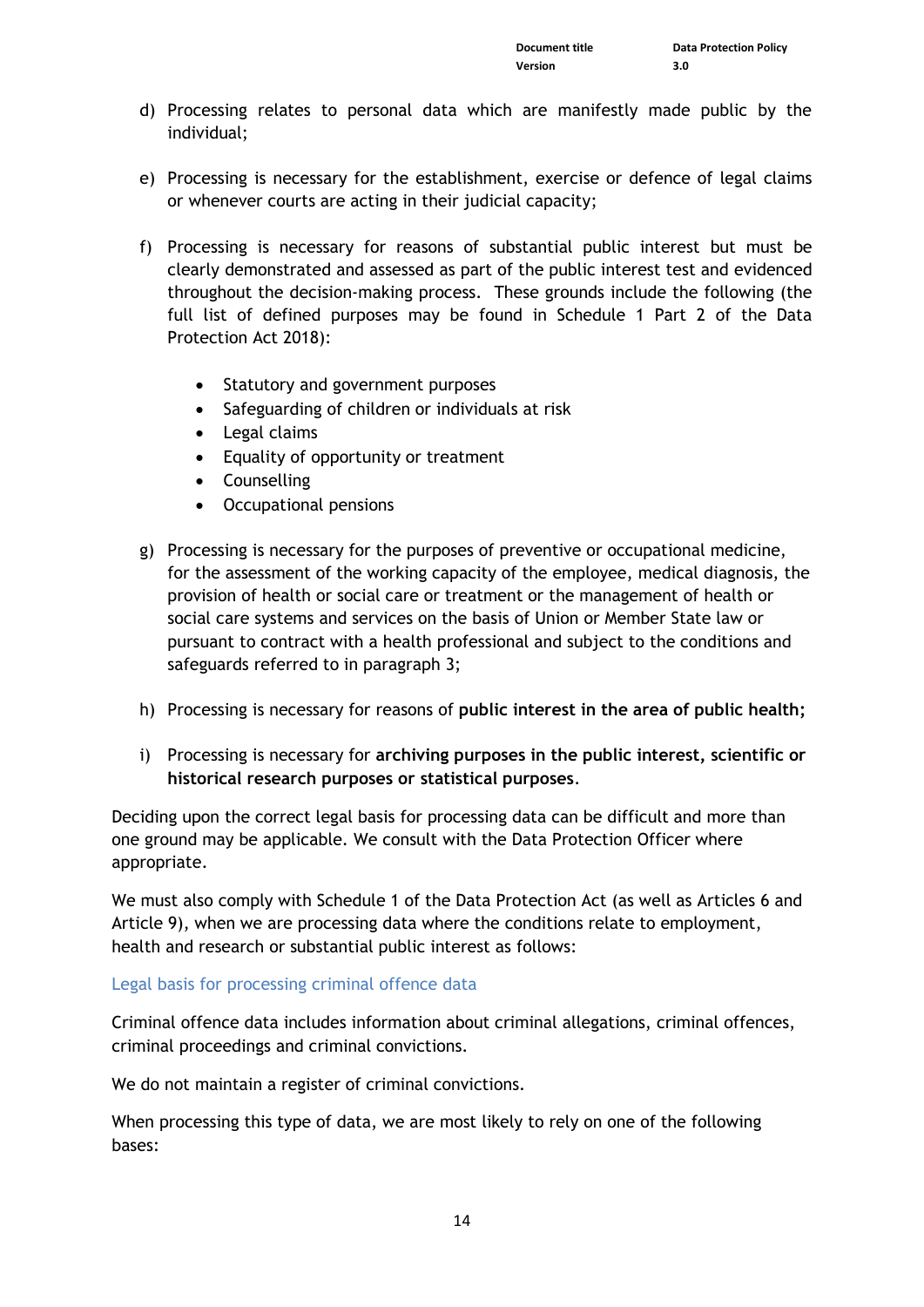d) Processing relates to personal data which are manifestly made public by the individual;

e) Processing is necessary for the establishment, exercise or defence of legal claims or whenever courts are acting in their judicial capacity;

f) Processing is necessary for reasons of substantial public interest but must be clearly demonstrated and assessed as part of the public interest test and evidenced throughout the decision-making process. These grounds include the following (the full list of defined purposes may be found in Schedule 1 Part 2 of the Data Protection Act 2018):

- Statutory and government purposes
- Safeguarding of children or individuals at risk
- Legal claims
- Equality of opportunity or treatment
- Counselling
- Occupational pensions

g) Processing is necessary for the purposes of preventive or occupational medicine, for the assessment of the working capacity of the employee, medical diagnosis, the provision of health or social care or treatment or the management of health or social care systems and services on the basis of Union or Member State law or pursuant to contract with a health professional and subject to the conditions and safeguards referred to in paragraph 3;

h) Processing is necessary for reasons of **public interest in the area of public health;**

i) Processing is necessary for **archiving purposes in the public interest, scientific or historical research purposes or statistical purposes**.

Deciding upon the correct legal basis for processing data can be difficult and more than one ground may be applicable. We consult with the Data Protection Officer where appropriate.

We must also comply with Schedule 1 of the Data Protection Act (as well as Articles 6 and Article 9), when we are processing data where the conditions relate to employment, health and research or substantial public interest as follows:

### Legal basis for processing criminal offence data

Criminal offence data includes information about criminal allegations, criminal offences, criminal proceedings and criminal convictions.

We do not maintain a register of criminal convictions.

When processing this type of data, we are most likely to rely on one of the following bases: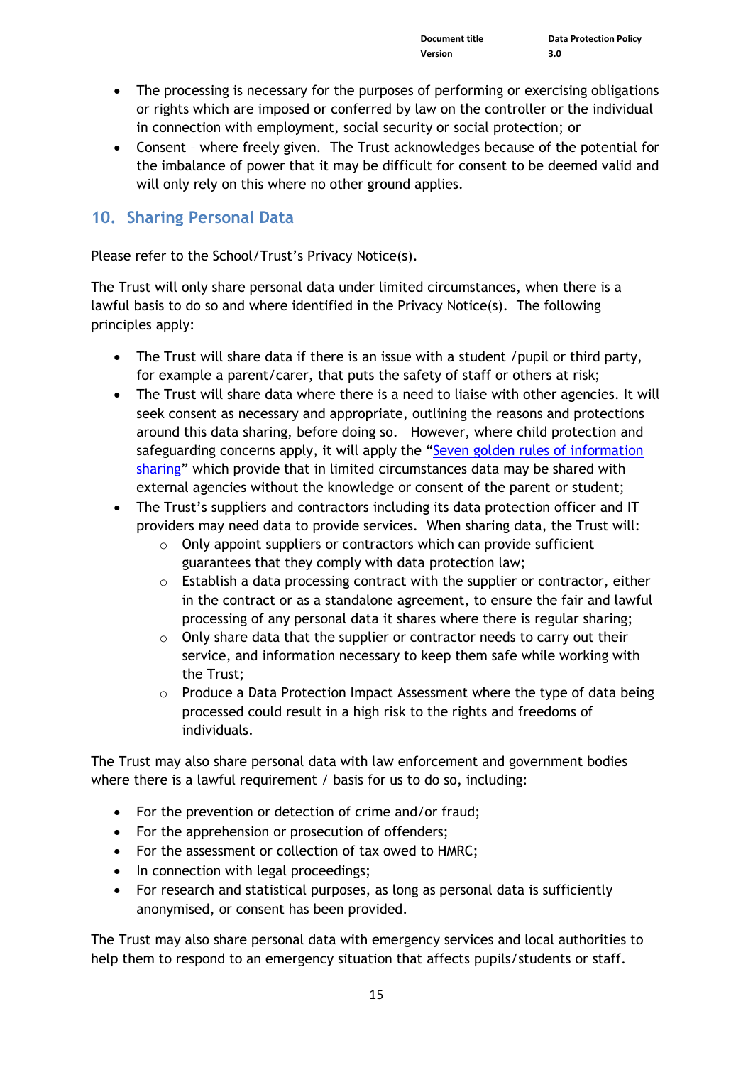- The processing is necessary for the purposes of performing or exercising obligations or rights which are imposed or conferred by law on the controller or the individual in connection with employment, social security or social protection; or
- Consent – where freely given. The Trust acknowledges because of the potential for the imbalance of power that it may be difficult for consent to be deemed valid and will only rely on this where no other ground applies.

## 10. Sharing Personal Data

Please refer to the School/Trust's Privacy Notice(s).

The Trust will only share personal data under limited circumstances, when there is a lawful basis to do so and where identified in the Privacy Notice(s). The following principles apply:

- The Trust will share data if there is an issue with a student /pupil or third party, for example a parent/carer, that puts the safety of staff or others at risk;
- The Trust will share data where there is a need to liaise with other agencies. It will seek consent as necessary and appropriate, outlining the reasons and protections around this data sharing, before doing so. However, where child protection and safeguarding concerns apply, it will apply the "Seven golden rules of information sharing" which provide that in limited circumstances data may be shared with external agencies without the knowledge or consent of the parent or student;
- The Trust's suppliers and contractors including its data protection officer and IT providers may need data to provide services. When sharing data, the Trust will:
  - Only appoint suppliers or contractors which can provide sufficient guarantees that they comply with data protection law;
  - Establish a data processing contract with the supplier or contractor, either in the contract or as a standalone agreement, to ensure the fair and lawful processing of any personal data it shares where there is regular sharing;
  - Only share data that the supplier or contractor needs to carry out their service, and information necessary to keep them safe while working with the Trust;
  - Produce a Data Protection Impact Assessment where the type of data being processed could result in a high risk to the rights and freedoms of individuals.

The Trust may also share personal data with law enforcement and government bodies where there is a lawful requirement / basis for us to do so, including:

- For the prevention or detection of crime and/or fraud;
- For the apprehension or prosecution of offenders;
- For the assessment or collection of tax owed to HMRC;
- In connection with legal proceedings;
- For research and statistical purposes, as long as personal data is sufficiently anonymised, or consent has been provided.

The Trust may also share personal data with emergency services and local authorities to help them to respond to an emergency situation that affects pupils/students or staff.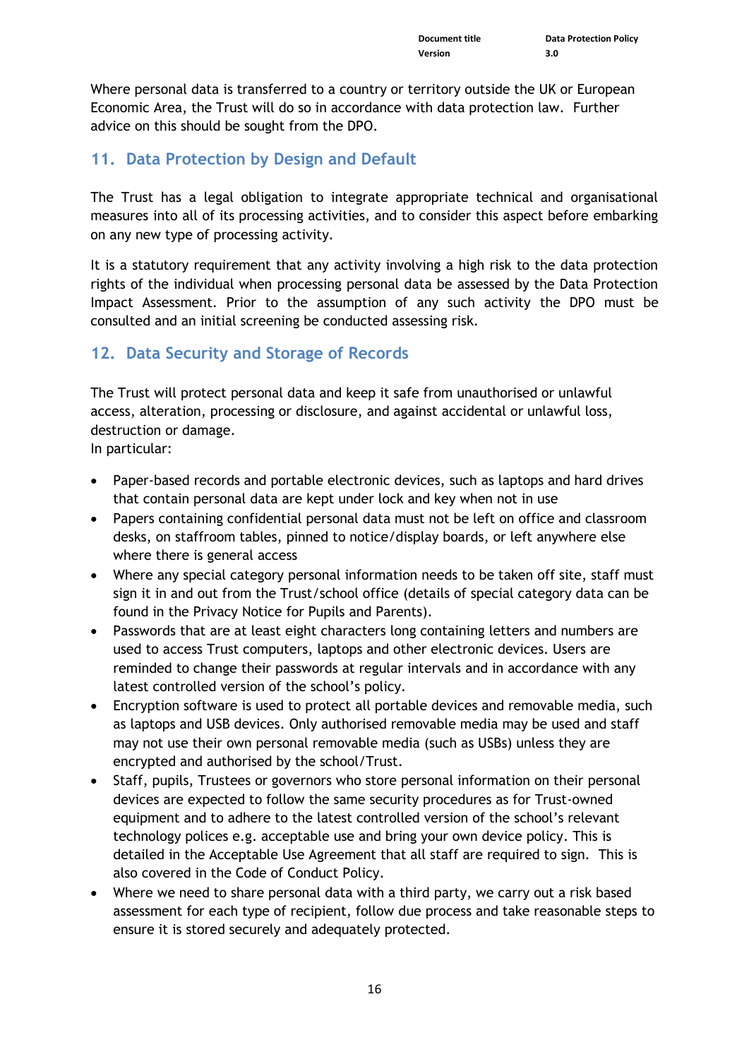Where personal data is transferred to a country or territory outside the UK or European Economic Area, the Trust will do so in accordance with data protection law. Further advice on this should be sought from the DPO.

## 11. Data Protection by Design and Default

The Trust has a legal obligation to integrate appropriate technical and organisational measures into all of its processing activities, and to consider this aspect before embarking on any new type of processing activity.

It is a statutory requirement that any activity involving a high risk to the data protection rights of the individual when processing personal data be assessed by the Data Protection Impact Assessment. Prior to the assumption of any such activity the DPO must be consulted and an initial screening be conducted assessing risk.

## 12. Data Security and Storage of Records

The Trust will protect personal data and keep it safe from unauthorised or unlawful access, alteration, processing or disclosure, and against accidental or unlawful loss, destruction or damage.
In particular:

- Paper-based records and portable electronic devices, such as laptops and hard drives that contain personal data are kept under lock and key when not in use
- Papers containing confidential personal data must not be left on office and classroom desks, on staffroom tables, pinned to notice/display boards, or left anywhere else where there is general access
- Where any special category personal information needs to be taken off site, staff must sign it in and out from the Trust/school office (details of special category data can be found in the Privacy Notice for Pupils and Parents).
- Passwords that are at least eight characters long containing letters and numbers are used to access Trust computers, laptops and other electronic devices. Users are reminded to change their passwords at regular intervals and in accordance with any latest controlled version of the school's policy.
- Encryption software is used to protect all portable devices and removable media, such as laptops and USB devices. Only authorised removable media may be used and staff may not use their own personal removable media (such as USBs) unless they are encrypted and authorised by the school/Trust.
- Staff, pupils, Trustees or governors who store personal information on their personal devices are expected to follow the same security procedures as for Trust-owned equipment and to adhere to the latest controlled version of the school's relevant technology polices e.g. acceptable use and bring your own device policy. This is detailed in the Acceptable Use Agreement that all staff are required to sign. This is also covered in the Code of Conduct Policy.
- Where we need to share personal data with a third party, we carry out a risk based assessment for each type of recipient, follow due process and take reasonable steps to ensure it is stored securely and adequately protected.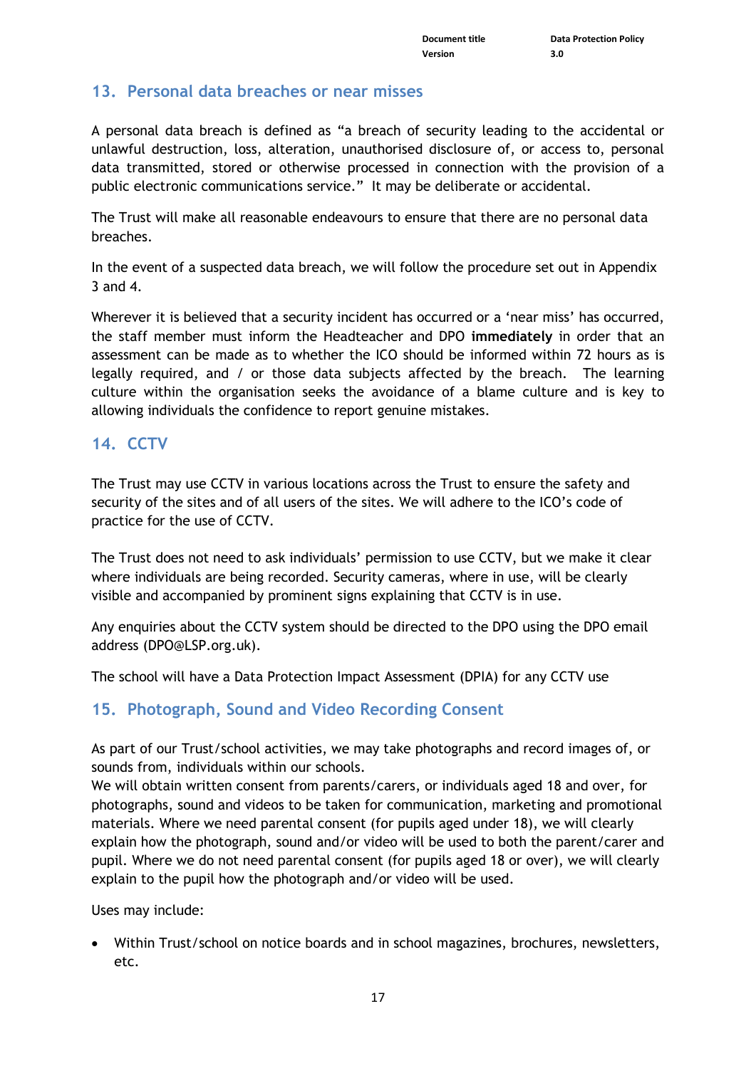## 13. Personal data breaches or near misses

A personal data breach is defined as "a breach of security leading to the accidental or unlawful destruction, loss, alteration, unauthorised disclosure of, or access to, personal data transmitted, stored or otherwise processed in connection with the provision of a public electronic communications service." It may be deliberate or accidental.

The Trust will make all reasonable endeavours to ensure that there are no personal data breaches.

In the event of a suspected data breach, we will follow the procedure set out in Appendix 3 and 4.

Wherever it is believed that a security incident has occurred or a 'near miss' has occurred, the staff member must inform the Headteacher and DPO **immediately** in order that an assessment can be made as to whether the ICO should be informed within 72 hours as is legally required, and / or those data subjects affected by the breach. The learning culture within the organisation seeks the avoidance of a blame culture and is key to allowing individuals the confidence to report genuine mistakes.

## 14. CCTV

The Trust may use CCTV in various locations across the Trust to ensure the safety and security of the sites and of all users of the sites. We will adhere to the ICO's code of practice for the use of CCTV.

The Trust does not need to ask individuals' permission to use CCTV, but we make it clear where individuals are being recorded. Security cameras, where in use, will be clearly visible and accompanied by prominent signs explaining that CCTV is in use.

Any enquiries about the CCTV system should be directed to the DPO using the DPO email address (DPO@LSP.org.uk).

The school will have a Data Protection Impact Assessment (DPIA) for any CCTV use

## 15. Photograph, Sound and Video Recording Consent

As part of our Trust/school activities, we may take photographs and record images of, or sounds from, individuals within our schools.
We will obtain written consent from parents/carers, or individuals aged 18 and over, for photographs, sound and videos to be taken for communication, marketing and promotional materials. Where we need parental consent (for pupils aged under 18), we will clearly explain how the photograph, sound and/or video will be used to both the parent/carer and pupil. Where we do not need parental consent (for pupils aged 18 or over), we will clearly explain to the pupil how the photograph and/or video will be used.

Uses may include:

- Within Trust/school on notice boards and in school magazines, brochures, newsletters, etc.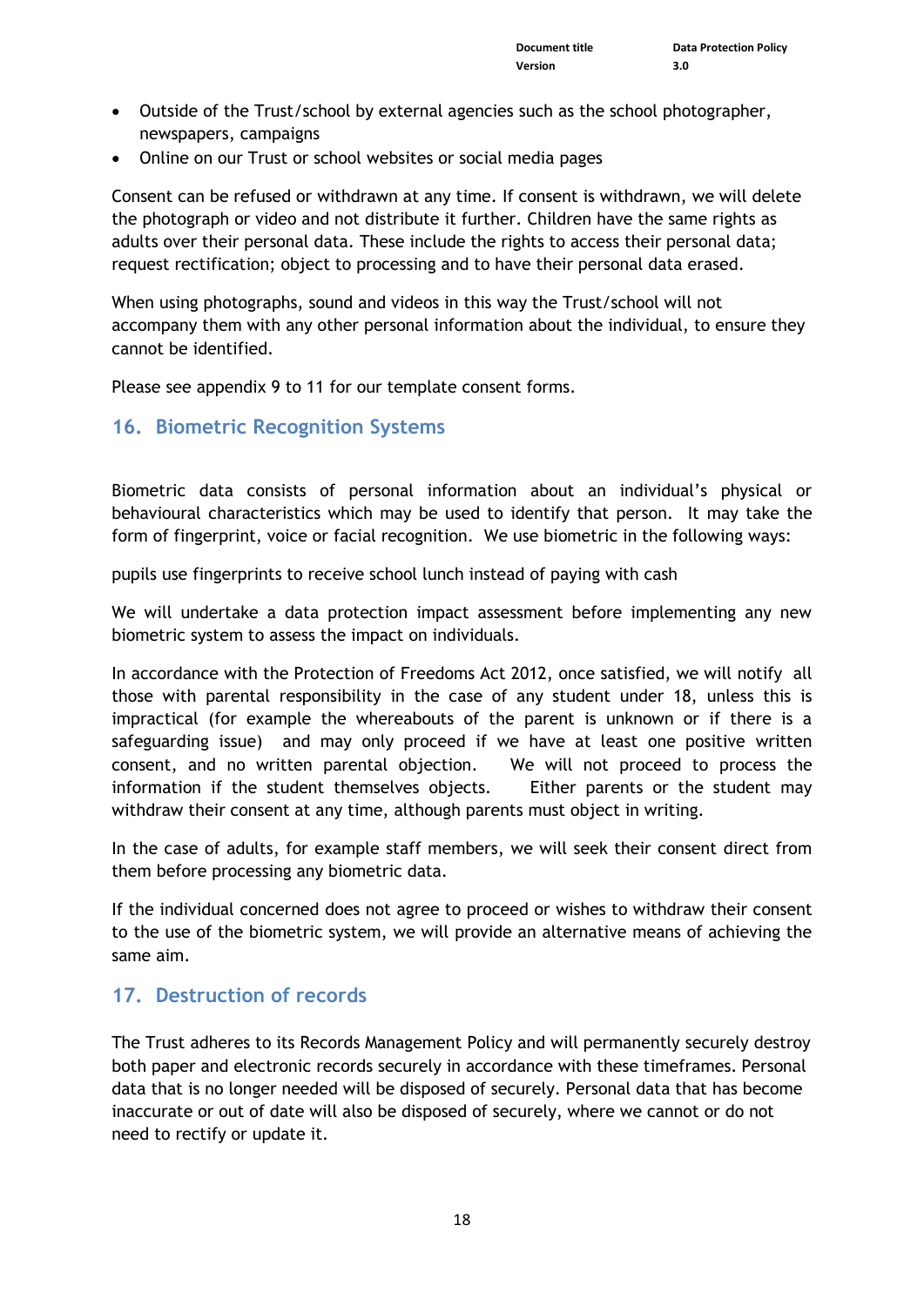- Outside of the Trust/school by external agencies such as the school photographer, newspapers, campaigns
- Online on our Trust or school websites or social media pages

Consent can be refused or withdrawn at any time. If consent is withdrawn, we will delete the photograph or video and not distribute it further. Children have the same rights as adults over their personal data. These include the rights to access their personal data; request rectification; object to processing and to have their personal data erased.

When using photographs, sound and videos in this way the Trust/school will not accompany them with any other personal information about the individual, to ensure they cannot be identified.

Please see appendix 9 to 11 for our template consent forms.

## 16. Biometric Recognition Systems

Biometric data consists of personal information about an individual's physical or behavioural characteristics which may be used to identify that person. It may take the form of fingerprint, voice or facial recognition. We use biometric in the following ways:

pupils use fingerprints to receive school lunch instead of paying with cash

We will undertake a data protection impact assessment before implementing any new biometric system to assess the impact on individuals.

In accordance with the Protection of Freedoms Act 2012, once satisfied, we will notify all those with parental responsibility in the case of any student under 18, unless this is impractical (for example the whereabouts of the parent is unknown or if there is a safeguarding issue) and may only proceed if we have at least one positive written consent, and no written parental objection. We will not proceed to process the information if the student themselves objects. Either parents or the student may withdraw their consent at any time, although parents must object in writing.

In the case of adults, for example staff members, we will seek their consent direct from them before processing any biometric data.

If the individual concerned does not agree to proceed or wishes to withdraw their consent to the use of the biometric system, we will provide an alternative means of achieving the same aim.

## 17. Destruction of records

The Trust adheres to its Records Management Policy and will permanently securely destroy both paper and electronic records securely in accordance with these timeframes. Personal data that is no longer needed will be disposed of securely. Personal data that has become inaccurate or out of date will also be disposed of securely, where we cannot or do not need to rectify or update it.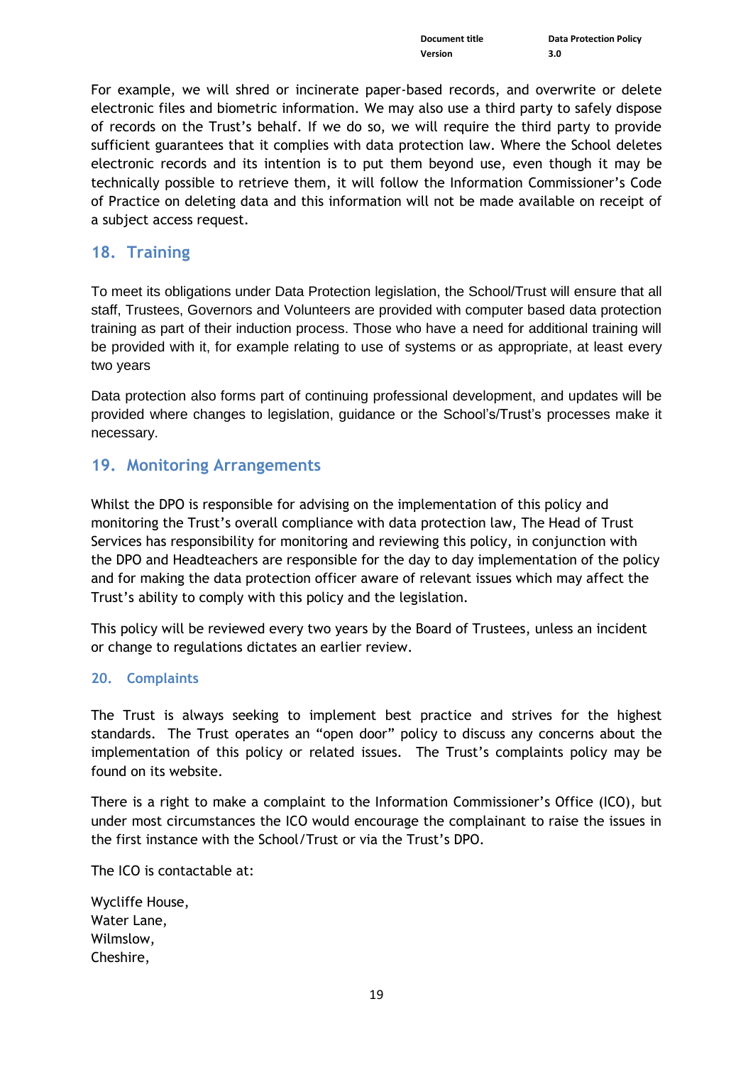For example, we will shred or incinerate paper-based records, and overwrite or delete electronic files and biometric information. We may also use a third party to safely dispose of records on the Trust's behalf. If we do so, we will require the third party to provide sufficient guarantees that it complies with data protection law. Where the School deletes electronic records and its intention is to put them beyond use, even though it may be technically possible to retrieve them, it will follow the Information Commissioner's Code of Practice on deleting data and this information will not be made available on receipt of a subject access request.

## 18. Training

To meet its obligations under Data Protection legislation, the School/Trust will ensure that all staff, Trustees, Governors and Volunteers are provided with computer based data protection training as part of their induction process. Those who have a need for additional training will be provided with it, for example relating to use of systems or as appropriate, at least every two years

Data protection also forms part of continuing professional development, and updates will be provided where changes to legislation, guidance or the School's/Trust's processes make it necessary.

## 19. Monitoring Arrangements

Whilst the DPO is responsible for advising on the implementation of this policy and monitoring the Trust's overall compliance with data protection law, The Head of Trust Services has responsibility for monitoring and reviewing this policy, in conjunction with the DPO and Headteachers are responsible for the day to day implementation of the policy and for making the data protection officer aware of relevant issues which may affect the Trust's ability to comply with this policy and the legislation.

This policy will be reviewed every two years by the Board of Trustees, unless an incident or change to regulations dictates an earlier review.

### 20. Complaints

The Trust is always seeking to implement best practice and strives for the highest standards. The Trust operates an "open door" policy to discuss any concerns about the implementation of this policy or related issues. The Trust's complaints policy may be found on its website.

There is a right to make a complaint to the Information Commissioner's Office (ICO), but under most circumstances the ICO would encourage the complainant to raise the issues in the first instance with the School/Trust or via the Trust's DPO.

The ICO is contactable at:

Wycliffe House,
Water Lane,
Wilmslow,
Cheshire,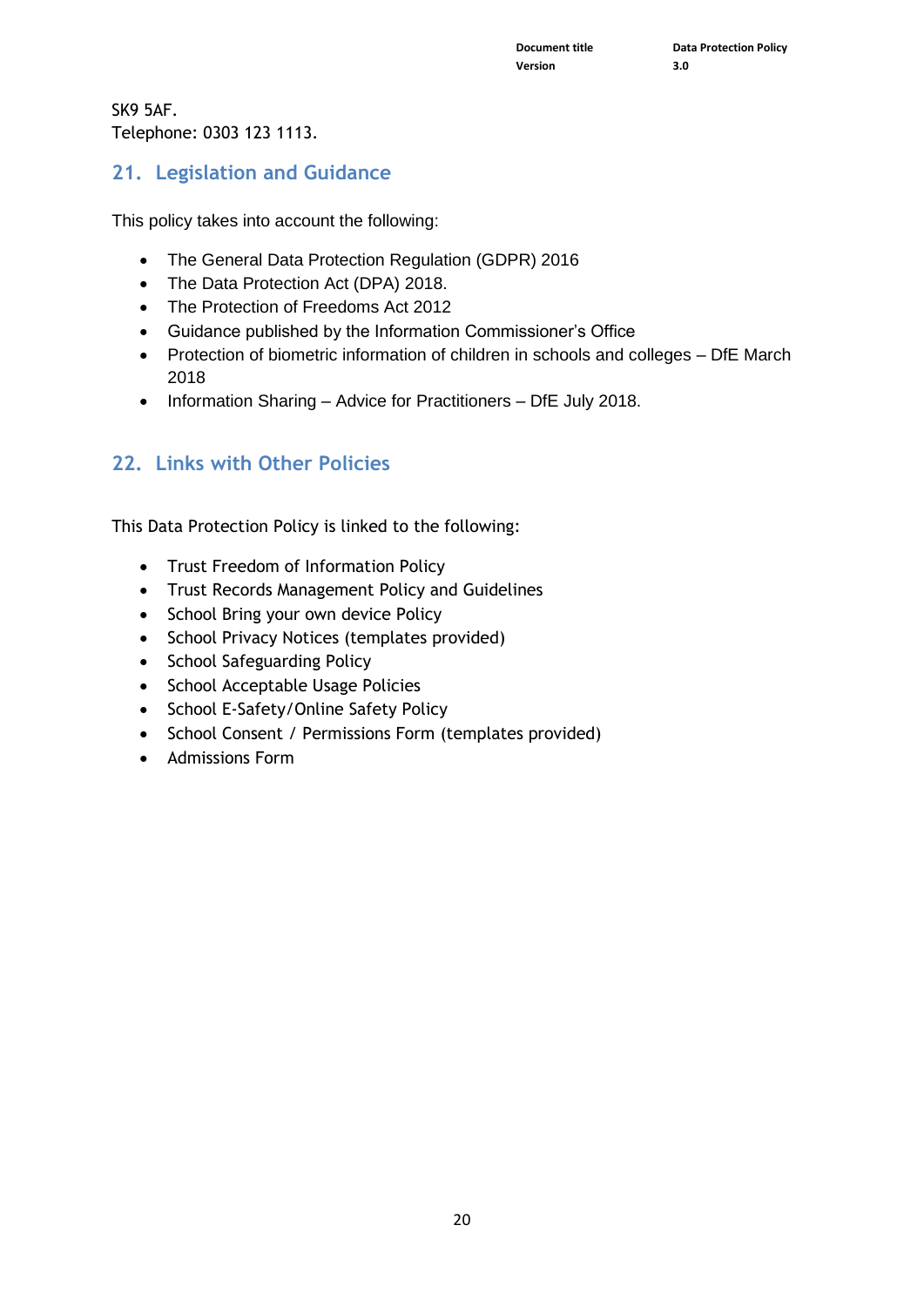SK9 5AF.
Telephone: 0303 123 1113.

## 21. Legislation and Guidance

This policy takes into account the following:

- The General Data Protection Regulation (GDPR) 2016
- The Data Protection Act (DPA) 2018.
- The Protection of Freedoms Act 2012
- Guidance published by the Information Commissioner's Office
- Protection of biometric information of children in schools and colleges – DfE March 2018
- Information Sharing – Advice for Practitioners – DfE July 2018.

## 22. Links with Other Policies

This Data Protection Policy is linked to the following:

- Trust Freedom of Information Policy
- Trust Records Management Policy and Guidelines
- School Bring your own device Policy
- School Privacy Notices (templates provided)
- School Safeguarding Policy
- School Acceptable Usage Policies
- School E-Safety/Online Safety Policy
- School Consent / Permissions Form (templates provided)
- Admissions Form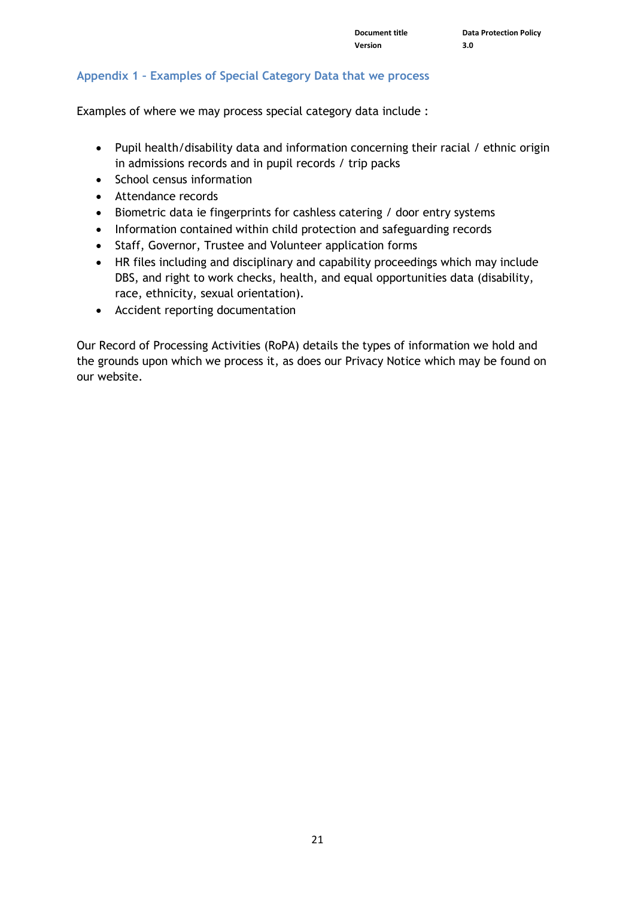## Appendix 1 – Examples of Special Category Data that we process

Examples of where we may process special category data include :

- Pupil health/disability data and information concerning their racial / ethnic origin in admissions records and in pupil records / trip packs
- School census information
- Attendance records
- Biometric data ie fingerprints for cashless catering / door entry systems
- Information contained within child protection and safeguarding records
- Staff, Governor, Trustee and Volunteer application forms
- HR files including and disciplinary and capability proceedings which may include DBS, and right to work checks, health, and equal opportunities data (disability, race, ethnicity, sexual orientation).
- Accident reporting documentation

Our Record of Processing Activities (RoPA) details the types of information we hold and the grounds upon which we process it, as does our Privacy Notice which may be found on our website.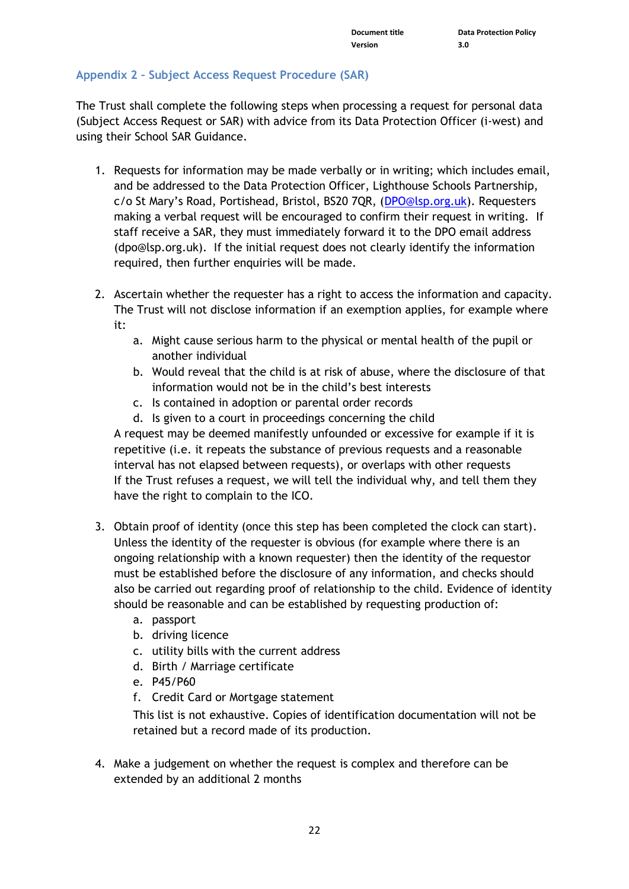## Appendix 2 – Subject Access Request Procedure (SAR)

The Trust shall complete the following steps when processing a request for personal data (Subject Access Request or SAR) with advice from its Data Protection Officer (i-west) and using their School SAR Guidance.

1. Requests for information may be made verbally or in writing; which includes email, and be addressed to the Data Protection Officer, Lighthouse Schools Partnership, c/o St Mary's Road, Portishead, Bristol, BS20 7QR, (DPO@lsp.org.uk). Requesters making a verbal request will be encouraged to confirm their request in writing. If staff receive a SAR, they must immediately forward it to the DPO email address (dpo@lsp.org.uk). If the initial request does not clearly identify the information required, then further enquiries will be made.

2. Ascertain whether the requester has a right to access the information and capacity. The Trust will not disclose information if an exemption applies, for example where it:
   a. Might cause serious harm to the physical or mental health of the pupil or another individual
   b. Would reveal that the child is at risk of abuse, where the disclosure of that information would not be in the child's best interests
   c. Is contained in adoption or parental order records
   d. Is given to a court in proceedings concerning the child

   A request may be deemed manifestly unfounded or excessive for example if it is repetitive (i.e. it repeats the substance of previous requests and a reasonable interval has not elapsed between requests), or overlaps with other requests
   If the Trust refuses a request, we will tell the individual why, and tell them they have the right to complain to the ICO.

3. Obtain proof of identity (once this step has been completed the clock can start). Unless the identity of the requester is obvious (for example where there is an ongoing relationship with a known requester) then the identity of the requestor must be established before the disclosure of any information, and checks should also be carried out regarding proof of relationship to the child. Evidence of identity should be reasonable and can be established by requesting production of:
   a. passport
   b. driving licence
   c. utility bills with the current address
   d. Birth / Marriage certificate
   e. P45/P60
   f. Credit Card or Mortgage statement

   This list is not exhaustive. Copies of identification documentation will not be retained but a record made of its production.

4. Make a judgement on whether the request is complex and therefore can be extended by an additional 2 months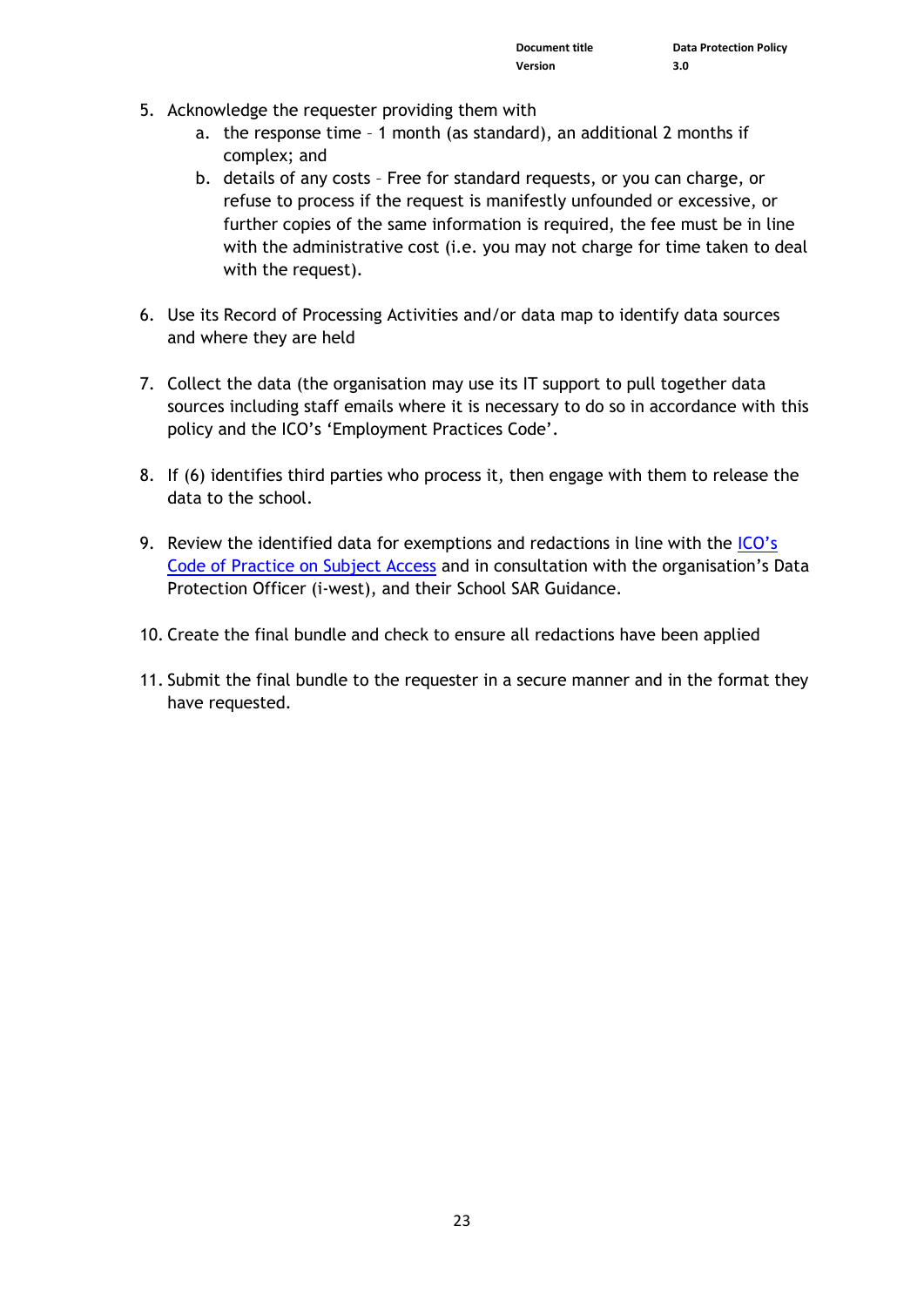5. Acknowledge the requester providing them with
    a. the response time – 1 month (as standard), an additional 2 months if complex; and
    b. details of any costs – Free for standard requests, or you can charge, or refuse to process if the request is manifestly unfounded or excessive, or further copies of the same information is required, the fee must be in line with the administrative cost (i.e. you may not charge for time taken to deal with the request).

6. Use its Record of Processing Activities and/or data map to identify data sources and where they are held

7. Collect the data (the organisation may use its IT support to pull together data sources including staff emails where it is necessary to do so in accordance with this policy and the ICO's 'Employment Practices Code'.

8. If (6) identifies third parties who process it, then engage with them to release the data to the school.

9. Review the identified data for exemptions and redactions in line with the ICO's Code of Practice on Subject Access and in consultation with the organisation's Data Protection Officer (i-west), and their School SAR Guidance.

10. Create the final bundle and check to ensure all redactions have been applied

11. Submit the final bundle to the requester in a secure manner and in the format they have requested.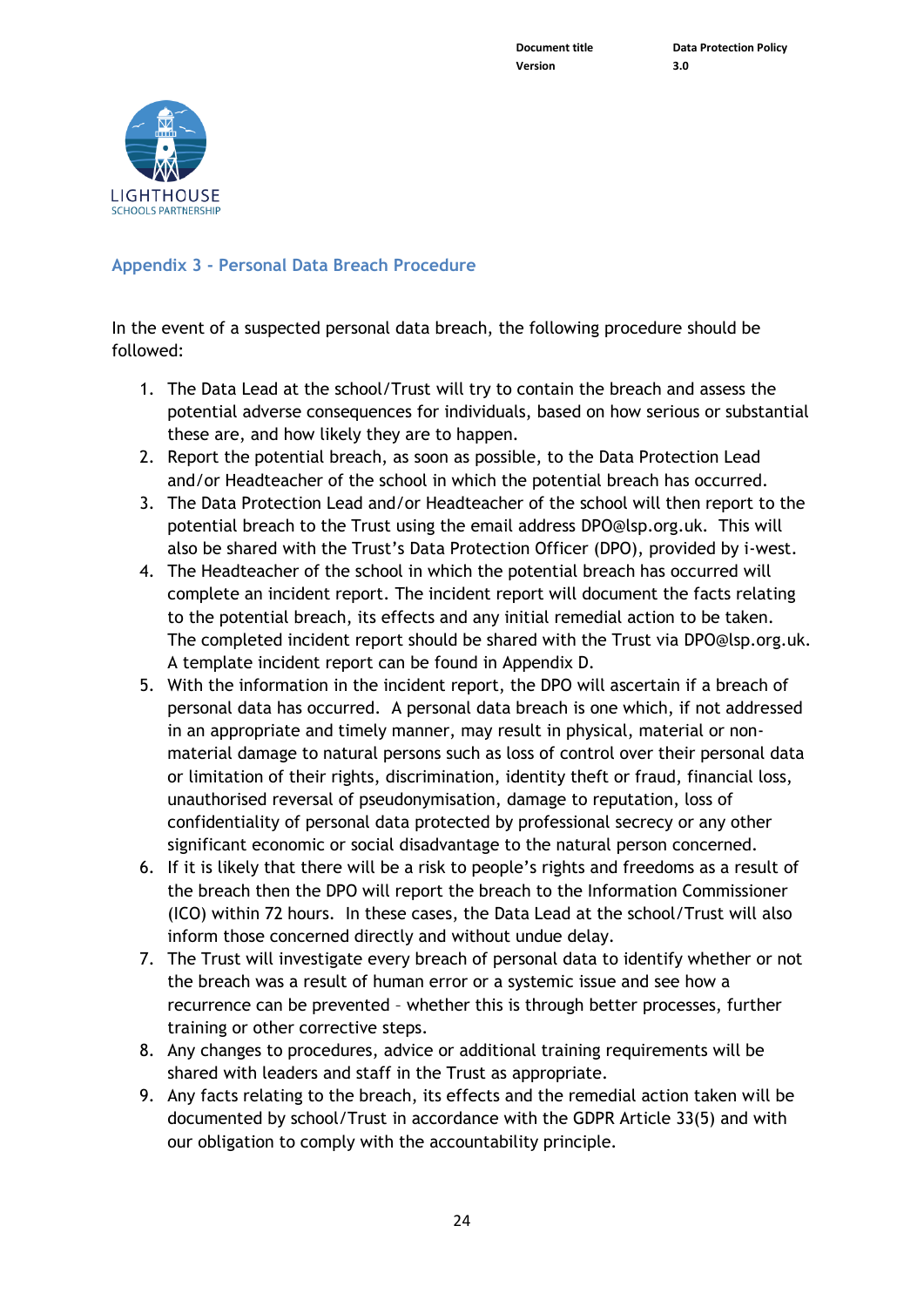## Appendix 3 - Personal Data Breach Procedure

In the event of a suspected personal data breach, the following procedure should be followed:

1. The Data Lead at the school/Trust will try to contain the breach and assess the potential adverse consequences for individuals, based on how serious or substantial these are, and how likely they are to happen.
2. Report the potential breach, as soon as possible, to the Data Protection Lead and/or Headteacher of the school in which the potential breach has occurred.
3. The Data Protection Lead and/or Headteacher of the school will then report to the potential breach to the Trust using the email address DPO@lsp.org.uk. This will also be shared with the Trust's Data Protection Officer (DPO), provided by i-west.
4. The Headteacher of the school in which the potential breach has occurred will complete an incident report. The incident report will document the facts relating to the potential breach, its effects and any initial remedial action to be taken. The completed incident report should be shared with the Trust via DPO@lsp.org.uk. A template incident report can be found in Appendix D.
5. With the information in the incident report, the DPO will ascertain if a breach of personal data has occurred. A personal data breach is one which, if not addressed in an appropriate and timely manner, may result in physical, material or non-material damage to natural persons such as loss of control over their personal data or limitation of their rights, discrimination, identity theft or fraud, financial loss, unauthorised reversal of pseudonymisation, damage to reputation, loss of confidentiality of personal data protected by professional secrecy or any other significant economic or social disadvantage to the natural person concerned.
6. If it is likely that there will be a risk to people's rights and freedoms as a result of the breach then the DPO will report the breach to the Information Commissioner (ICO) within 72 hours. In these cases, the Data Lead at the school/Trust will also inform those concerned directly and without undue delay.
7. The Trust will investigate every breach of personal data to identify whether or not the breach was a result of human error or a systemic issue and see how a recurrence can be prevented – whether this is through better processes, further training or other corrective steps.
8. Any changes to procedures, advice or additional training requirements will be shared with leaders and staff in the Trust as appropriate.
9. Any facts relating to the breach, its effects and the remedial action taken will be documented by school/Trust in accordance with the GDPR Article 33(5) and with our obligation to comply with the accountability principle.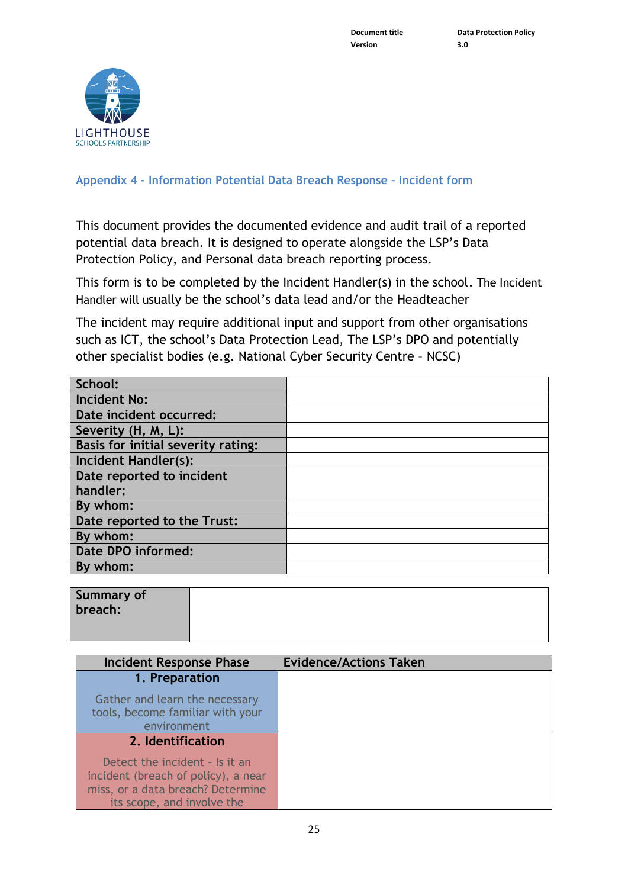## Appendix 4 - Information Potential Data Breach Response – Incident form

This document provides the documented evidence and audit trail of a reported potential data breach. It is designed to operate alongside the LSP's Data Protection Policy, and Personal data breach reporting process.

This form is to be completed by the Incident Handler(s) in the school. The Incident Handler will usually be the school's data lead and/or the Headteacher

The incident may require additional input and support from other organisations such as ICT, the school's Data Protection Lead, The LSP's DPO and potentially other specialist bodies (e.g. National Cyber Security Centre – NCSC)

| | |
|---|---|
| **School:** | |
| **Incident No:** | |
| **Date incident occurred:** | |
| **Severity (H, M, L):** | |
| **Basis for initial severity rating:** | |
| **Incident Handler(s):** | |
| **Date reported to incident handler:** | |
| **By whom:** | |
| **Date reported to the Trust:** | |
| **By whom:** | |
| **Date DPO informed:** | |
| **By whom:** | |

| | |
|---|---|
| **Summary of breach:** | |

| Incident Response Phase | Evidence/Actions Taken |
|---|---|
| **1. Preparation**<br><br>Gather and learn the necessary tools, become familiar with your environment | |
| **2. Identification**<br><br>Detect the incident - Is it an incident (breach of policy), a near miss, or a data breach? Determine its scope, and involve the | |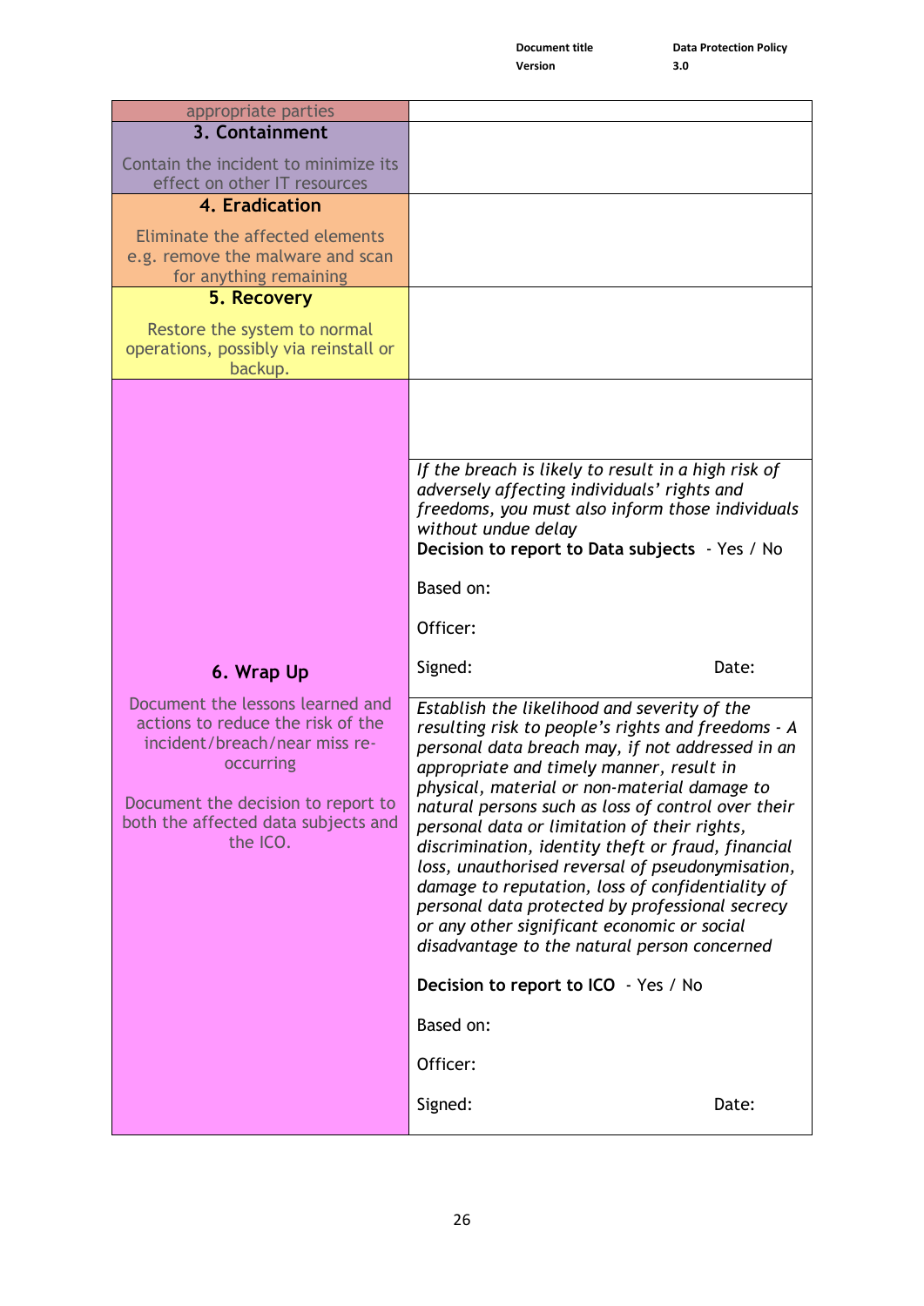| | |
|---|---|
| appropriate parties | |
| **3. Containment**<br><br>Contain the incident to minimize its effect on other IT resources | |
| **4. Eradication**<br><br>Eliminate the affected elements e.g. remove the malware and scan for anything remaining | |
| **5. Recovery**<br><br>Restore the system to normal operations, possibly via reinstall or backup. | |
| **6. Wrap Up**<br><br>Document the lessons learned and actions to reduce the risk of the incident/breach/near miss re-occurring<br><br>Document the decision to report to both the affected data subjects and the ICO. | |
| | *If the breach is likely to result in a high risk of adversely affecting individuals' rights and freedoms, you must also inform those individuals without undue delay*<br>**Decision to report to Data subjects** - Yes / No<br><br>Based on:<br><br>Officer:<br><br>Signed: Date: |
| | *Establish the likelihood and severity of the resulting risk to people's rights and freedoms - A personal data breach may, if not addressed in an appropriate and timely manner, result in physical, material or non-material damage to natural persons such as loss of control over their personal data or limitation of their rights, discrimination, identity theft or fraud, financial loss, unauthorised reversal of pseudonymisation, damage to reputation, loss of confidentiality of personal data protected by professional secrecy or any other significant economic or social disadvantage to the natural person concerned*<br><br>**Decision to report to ICO** - Yes / No<br><br>Based on:<br><br>Officer:<br><br>Signed: Date: |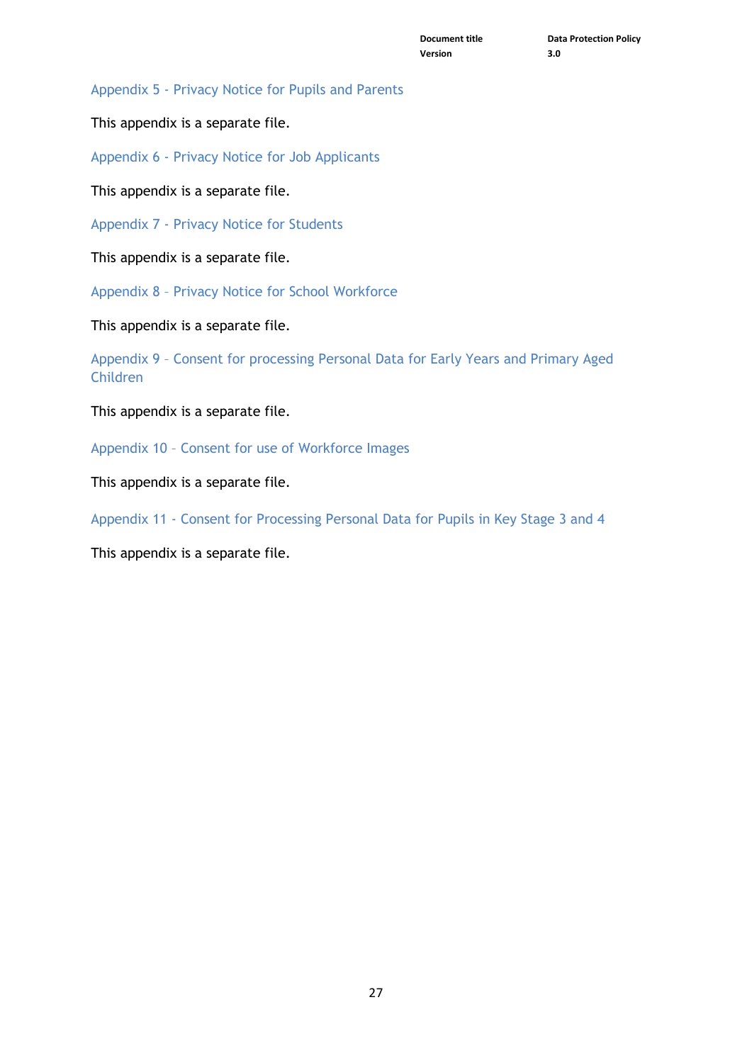## Appendix 5 - Privacy Notice for Pupils and Parents

This appendix is a separate file.

## Appendix 6 - Privacy Notice for Job Applicants

This appendix is a separate file.

## Appendix 7 - Privacy Notice for Students

This appendix is a separate file.

## Appendix 8 – Privacy Notice for School Workforce

This appendix is a separate file.

## Appendix 9 – Consent for processing Personal Data for Early Years and Primary Aged Children

This appendix is a separate file.

## Appendix 10 – Consent for use of Workforce Images

This appendix is a separate file.

## Appendix 11 - Consent for Processing Personal Data for Pupils in Key Stage 3 and 4

This appendix is a separate file.